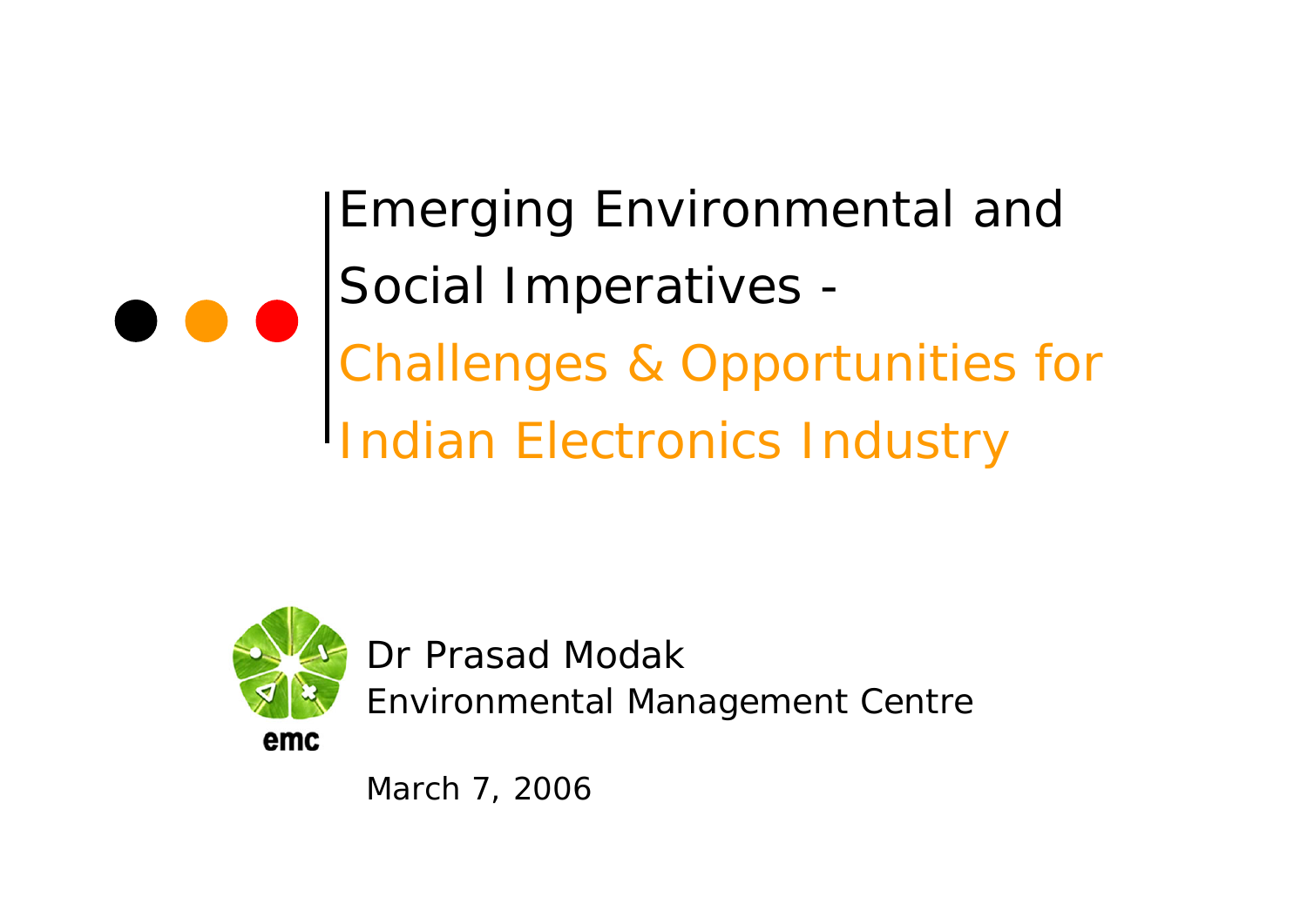# Emerging Environmental and Social Imperatives - Challenges & Opportunities for Indian Electronics Industry

emc

Dr Prasad Modak
Environmental Management Centre

March 7, 2006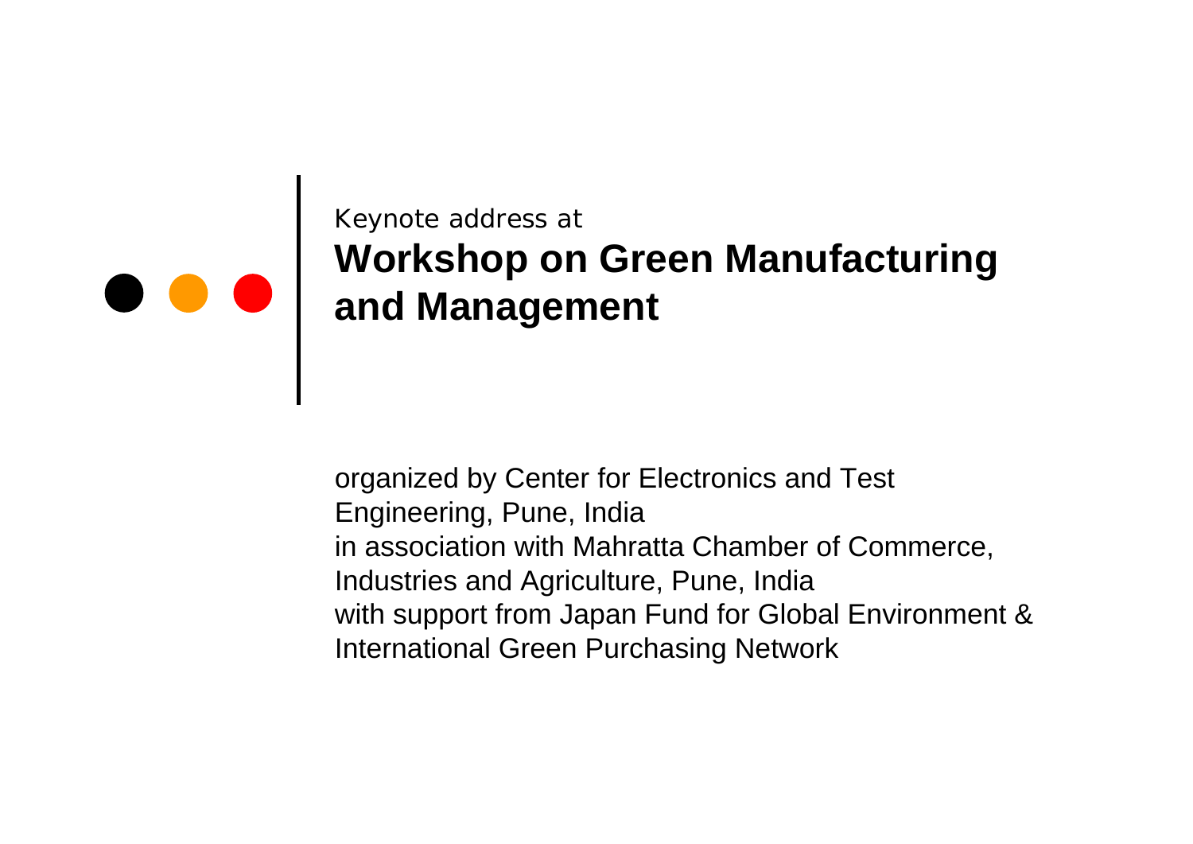Keynote address at

# Workshop on Green Manufacturing and Management

organized by Center for Electronics and Test Engineering, Pune, India
in association with Mahratta Chamber of Commerce, Industries and Agriculture, Pune, India
with support from Japan Fund for Global Environment & International Green Purchasing Network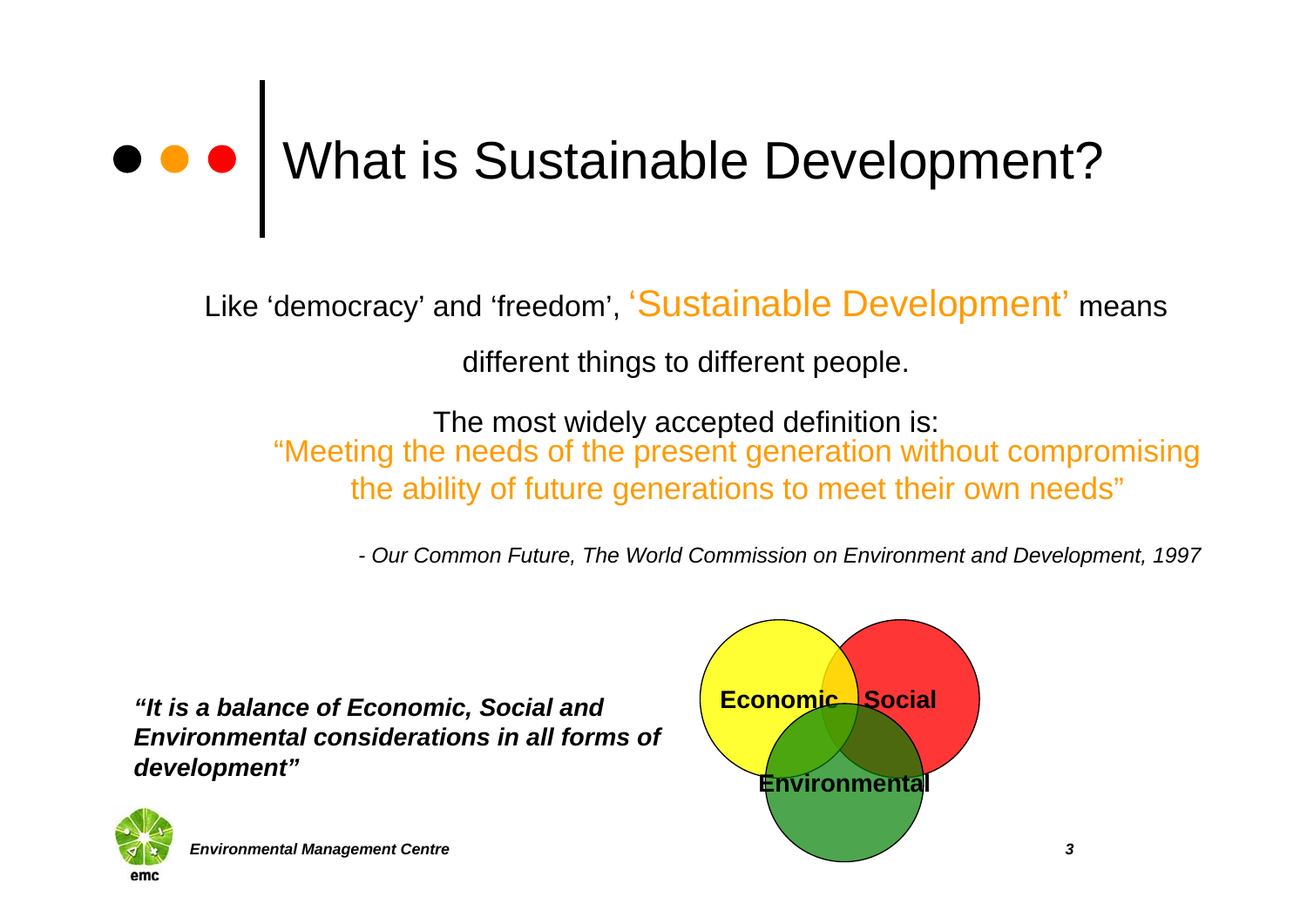# What is Sustainable Development?

Like 'democracy' and 'freedom', 'Sustainable Development' means different things to different people.

The most widely accepted definition is:
"Meeting the needs of the present generation without compromising the ability of future generations to meet their own needs"

*- Our Common Future, The World Commission on Environment and Development, 1997*

***"It is a balance of Economic, Social and Environmental considerations in all forms of development"***

**Economic** **Social** **Environmental**

***Environmental Management Centre***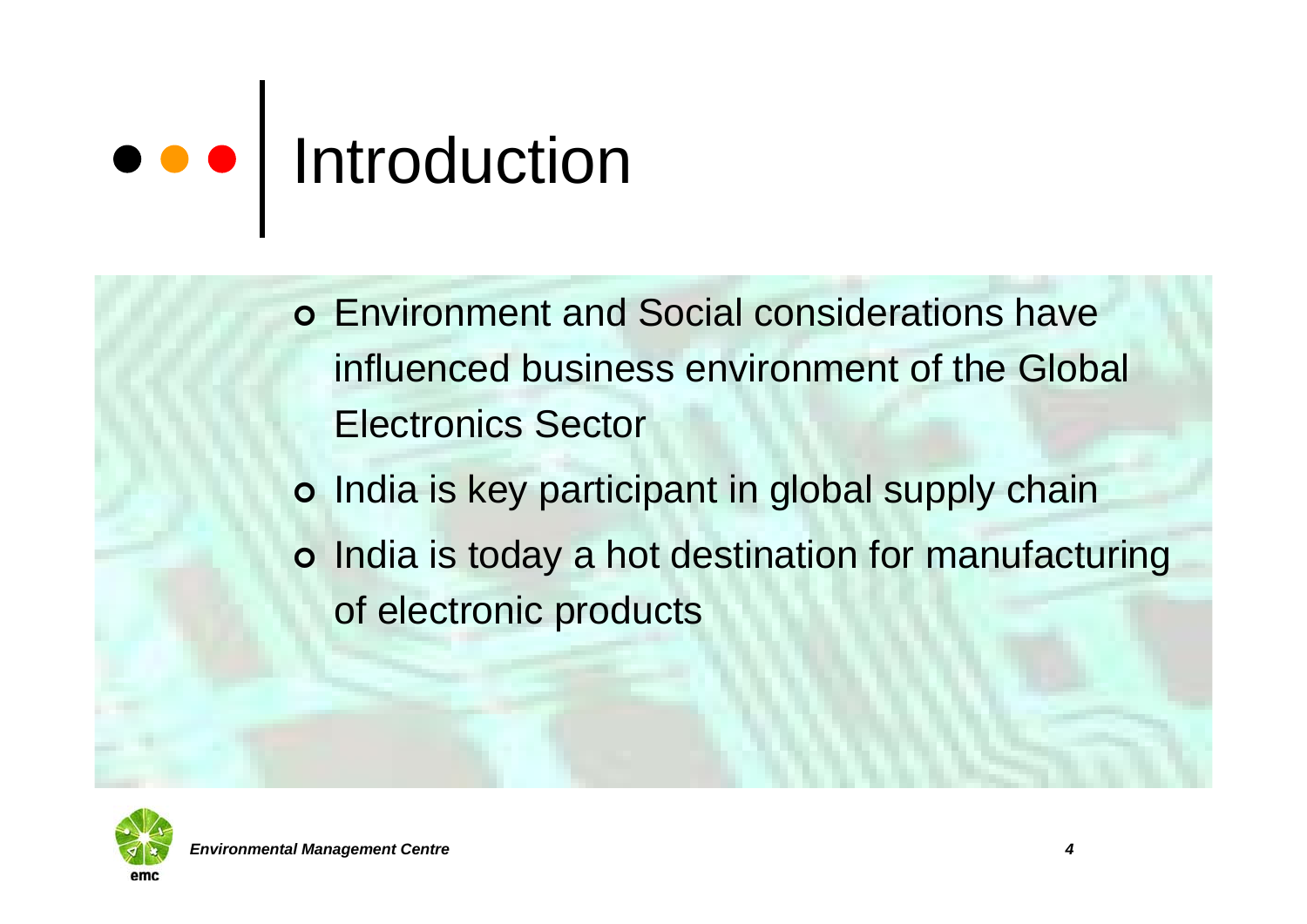# Introduction

- Environment and Social considerations have influenced business environment of the Global Electronics Sector
- India is key participant in global supply chain
- India is today a hot destination for manufacturing of electronic products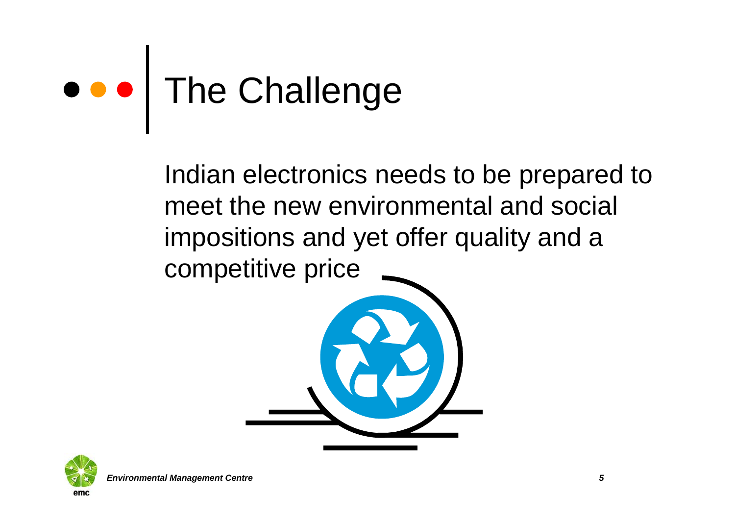# The Challenge

Indian electronics needs to be prepared to meet the new environmental and social impositions and yet offer quality and a competitive price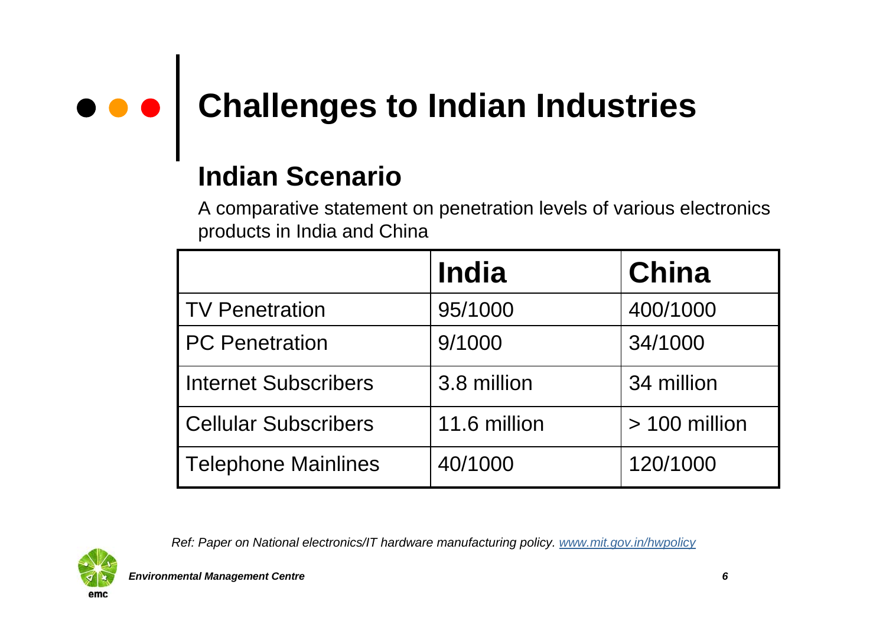# Challenges to Indian Industries

## Indian Scenario

A comparative statement on penetration levels of various electronics products in India and China

| | India | China |
|---|---|---|
| TV Penetration | 95/1000 | 400/1000 |
| PC Penetration | 9/1000 | 34/1000 |
| Internet Subscribers | 3.8 million | 34 million |
| Cellular Subscribers | 11.6 million | > 100 million |
| Telephone Mainlines | 40/1000 | 120/1000 |

*Ref: Paper on National electronics/IT hardware manufacturing policy. www.mit.gov.in/hwpolicy*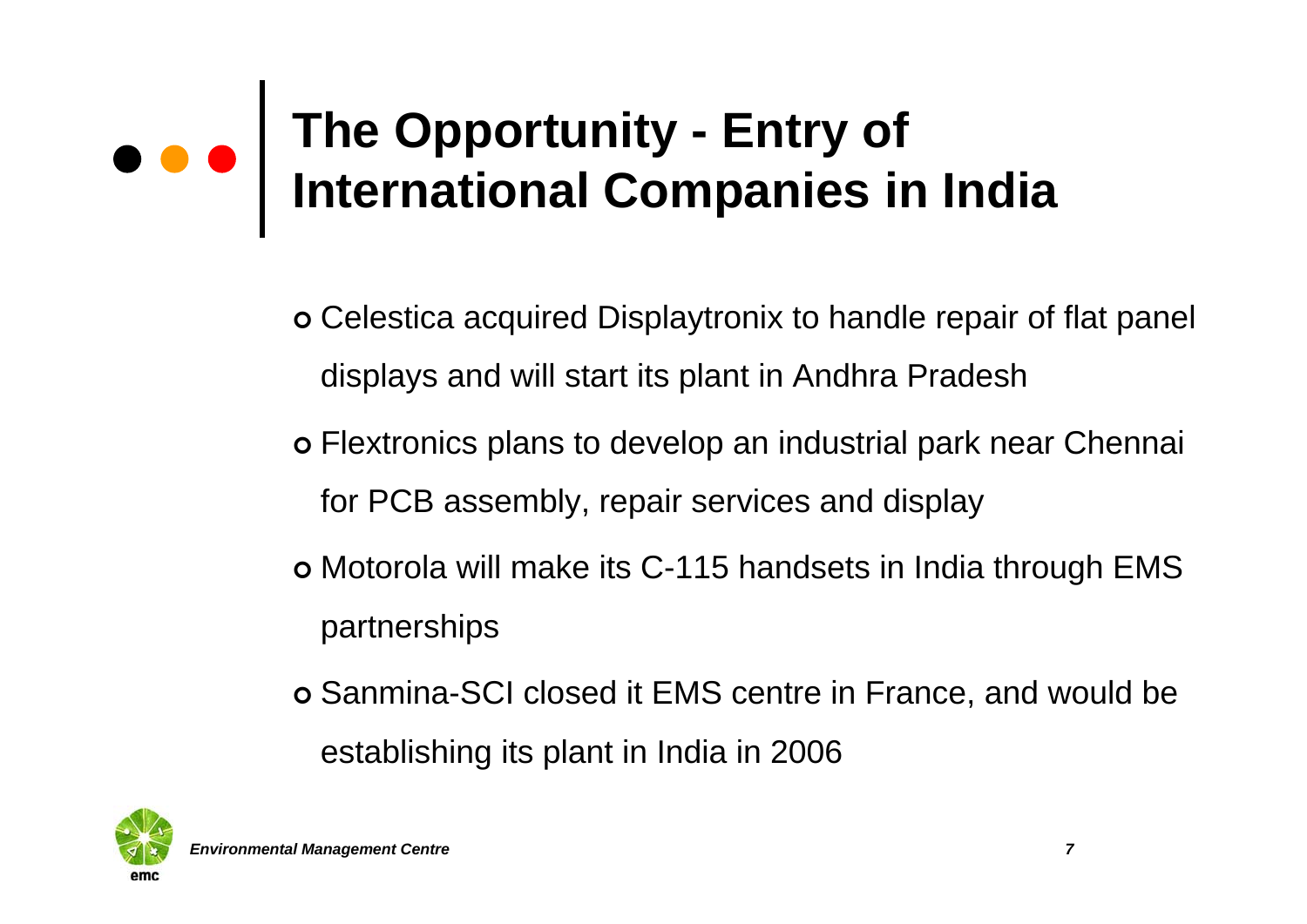# The Opportunity - Entry of International Companies in India

- Celestica acquired Displaytronix to handle repair of flat panel displays and will start its plant in Andhra Pradesh
- Flextronics plans to develop an industrial park near Chennai for PCB assembly, repair services and display
- Motorola will make its C-115 handsets in India through EMS partnerships
- Sanmina-SCI closed it EMS centre in France, and would be establishing its plant in India in 2006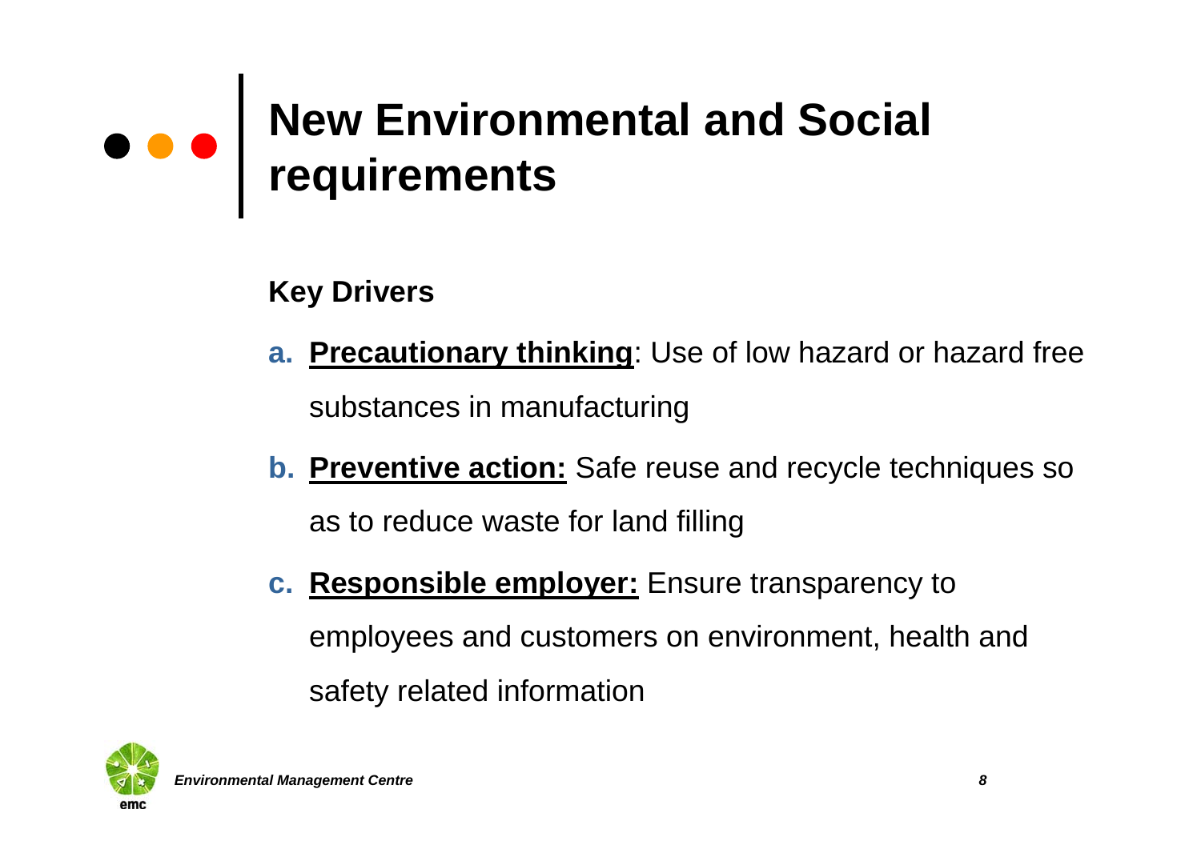# New Environmental and Social requirements

**Key Drivers**

a. **Precautionary thinking**: Use of low hazard or hazard free substances in manufacturing

b. **Preventive action:** Safe reuse and recycle techniques so as to reduce waste for land filling

c. **Responsible employer:** Ensure transparency to employees and customers on environment, health and safety related information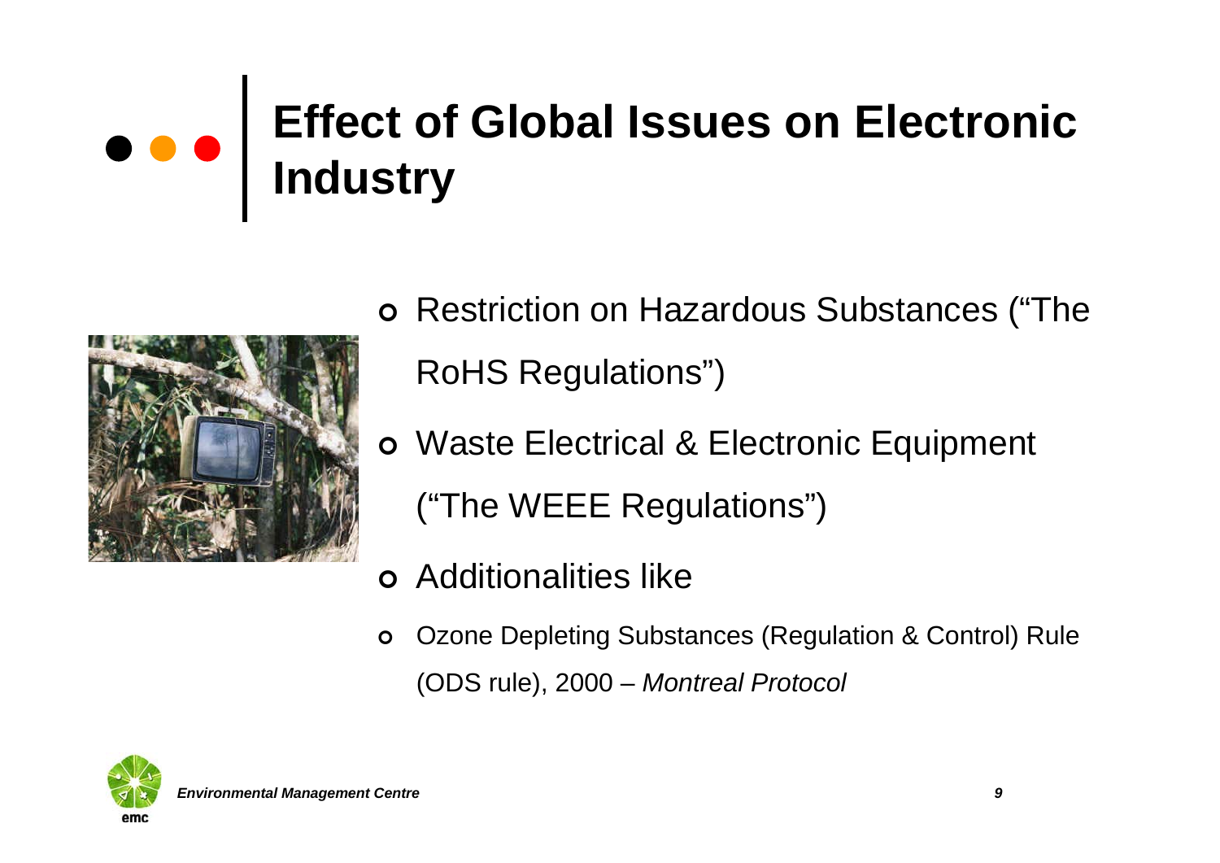# Effect of Global Issues on Electronic Industry

- Restriction on Hazardous Substances ("The RoHS Regulations")
- Waste Electrical & Electronic Equipment ("The WEEE Regulations")
- Additionalities like
- Ozone Depleting Substances (Regulation & Control) Rule (ODS rule), 2000 – *Montreal Protocol*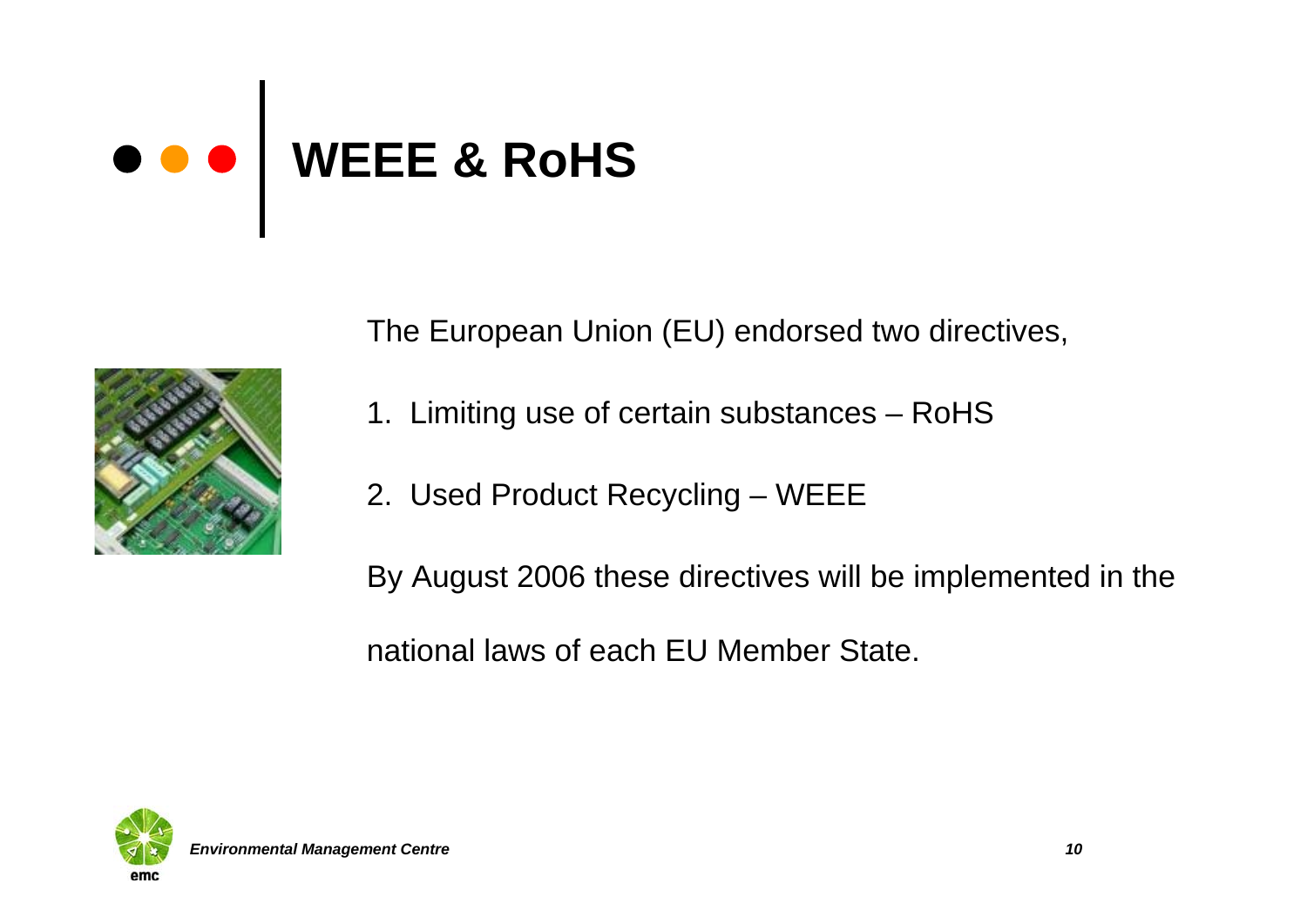# WEEE & RoHS

The European Union (EU) endorsed two directives,

1. Limiting use of certain substances – RoHS
2. Used Product Recycling – WEEE

By August 2006 these directives will be implemented in the national laws of each EU Member State.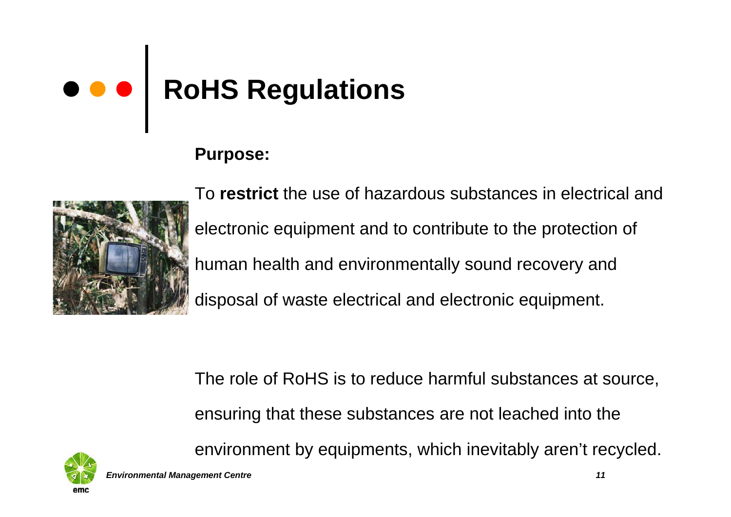# RoHS Regulations

**Purpose:**

To **restrict** the use of hazardous substances in electrical and electronic equipment and to contribute to the protection of human health and environmentally sound recovery and disposal of waste electrical and electronic equipment.

The role of RoHS is to reduce harmful substances at source, ensuring that these substances are not leached into the environment by equipments, which inevitably aren't recycled.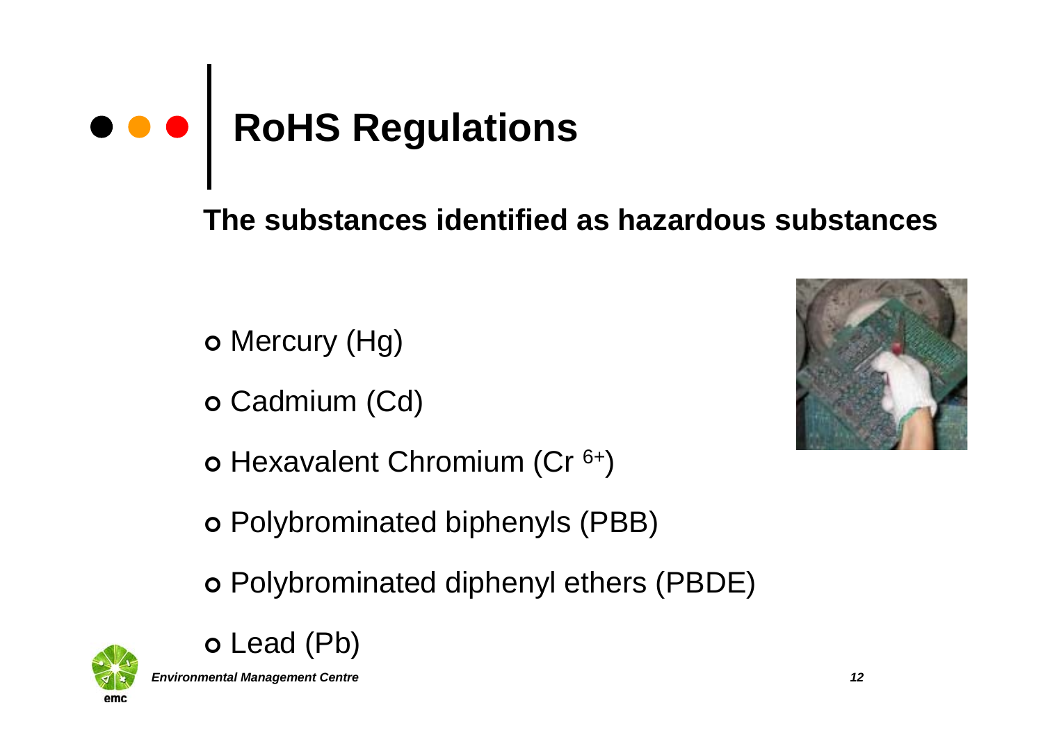# RoHS Regulations

**The substances identified as hazardous substances**

- Mercury (Hg)
- Cadmium (Cd)
- Hexavalent Chromium ($Cr^{6+}$)
- Polybrominated biphenyls (PBB)
- Polybrominated diphenyl ethers (PBDE)
- Lead (Pb)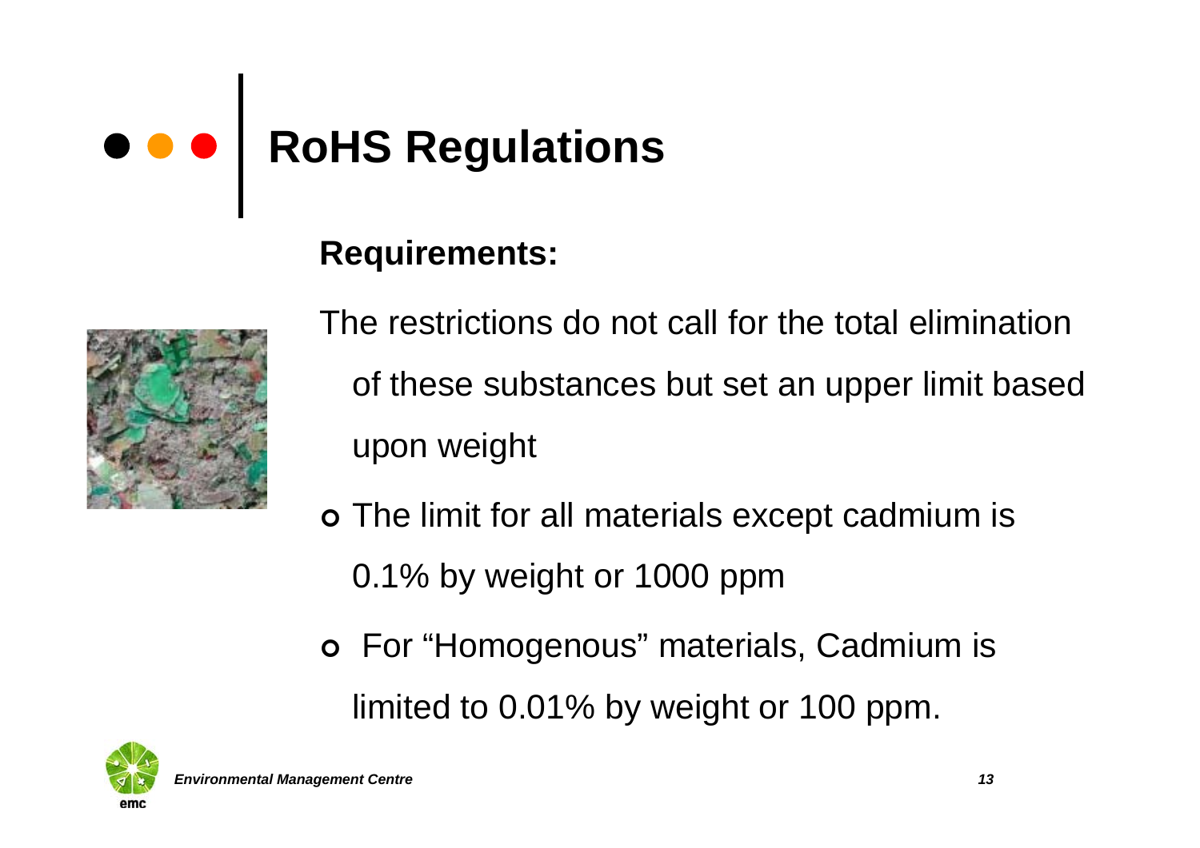# RoHS Regulations

**Requirements:**

The restrictions do not call for the total elimination of these substances but set an upper limit based upon weight

- The limit for all materials except cadmium is 0.1% by weight or 1000 ppm
- For "Homogenous" materials, Cadmium is limited to 0.01% by weight or 100 ppm.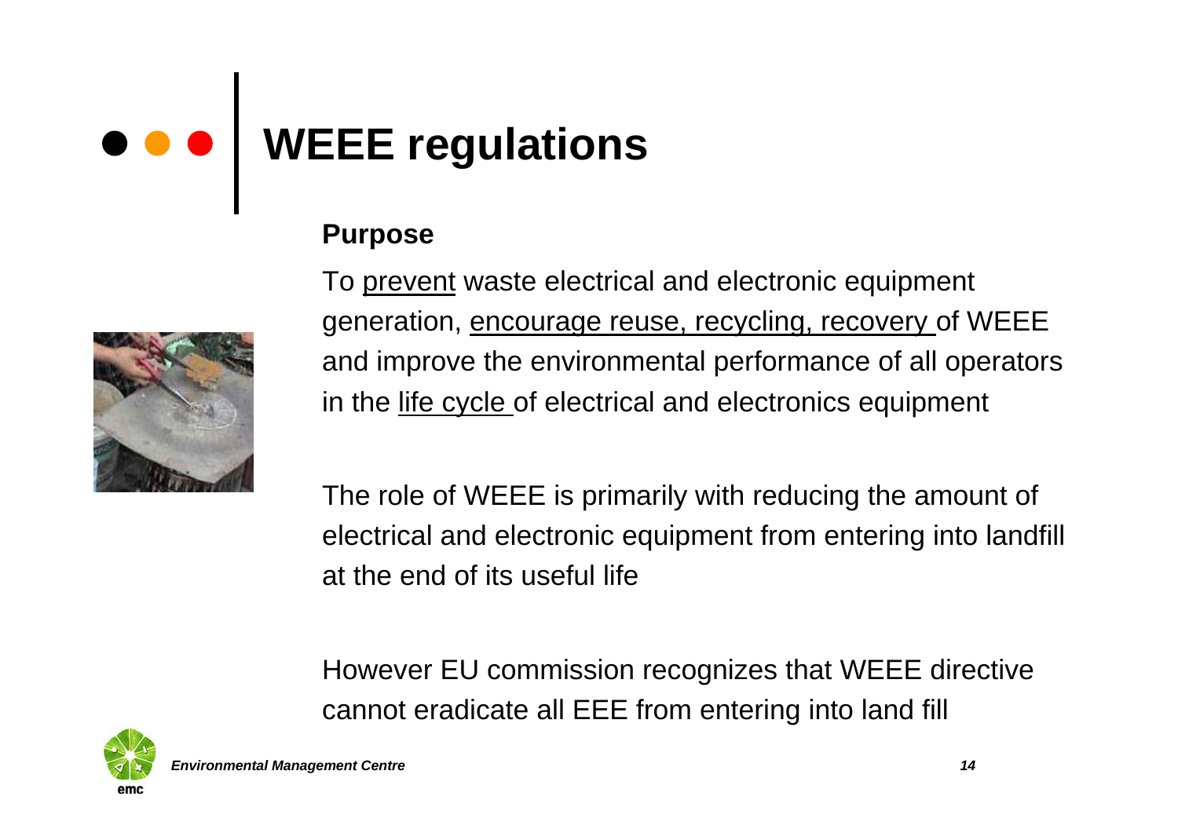# WEEE regulations

**Purpose**

To <u>prevent</u> waste electrical and electronic equipment generation, <u>encourage reuse, recycling, recovery</u> of WEEE and improve the environmental performance of all operators in the <u>life cycle</u> of electrical and electronics equipment

The role of WEEE is primarily with reducing the amount of electrical and electronic equipment from entering into landfill at the end of its useful life

However EU commission recognizes that WEEE directive cannot eradicate all EEE from entering into land fill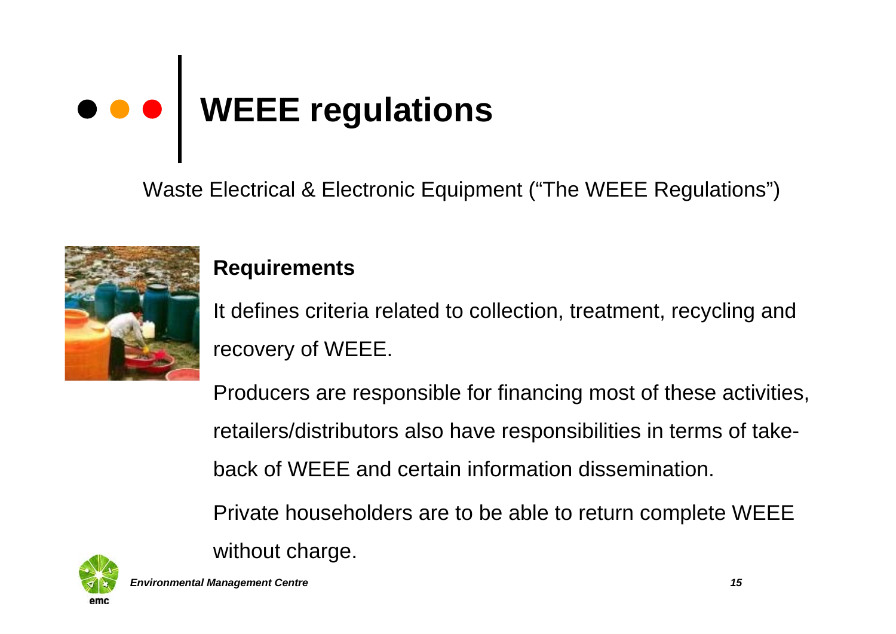# WEEE regulations

Waste Electrical & Electronic Equipment ("The WEEE Regulations")

**Requirements**

It defines criteria related to collection, treatment, recycling and recovery of WEEE.

Producers are responsible for financing most of these activities, retailers/distributors also have responsibilities in terms of take-back of WEEE and certain information dissemination.

Private householders are to be able to return complete WEEE without charge.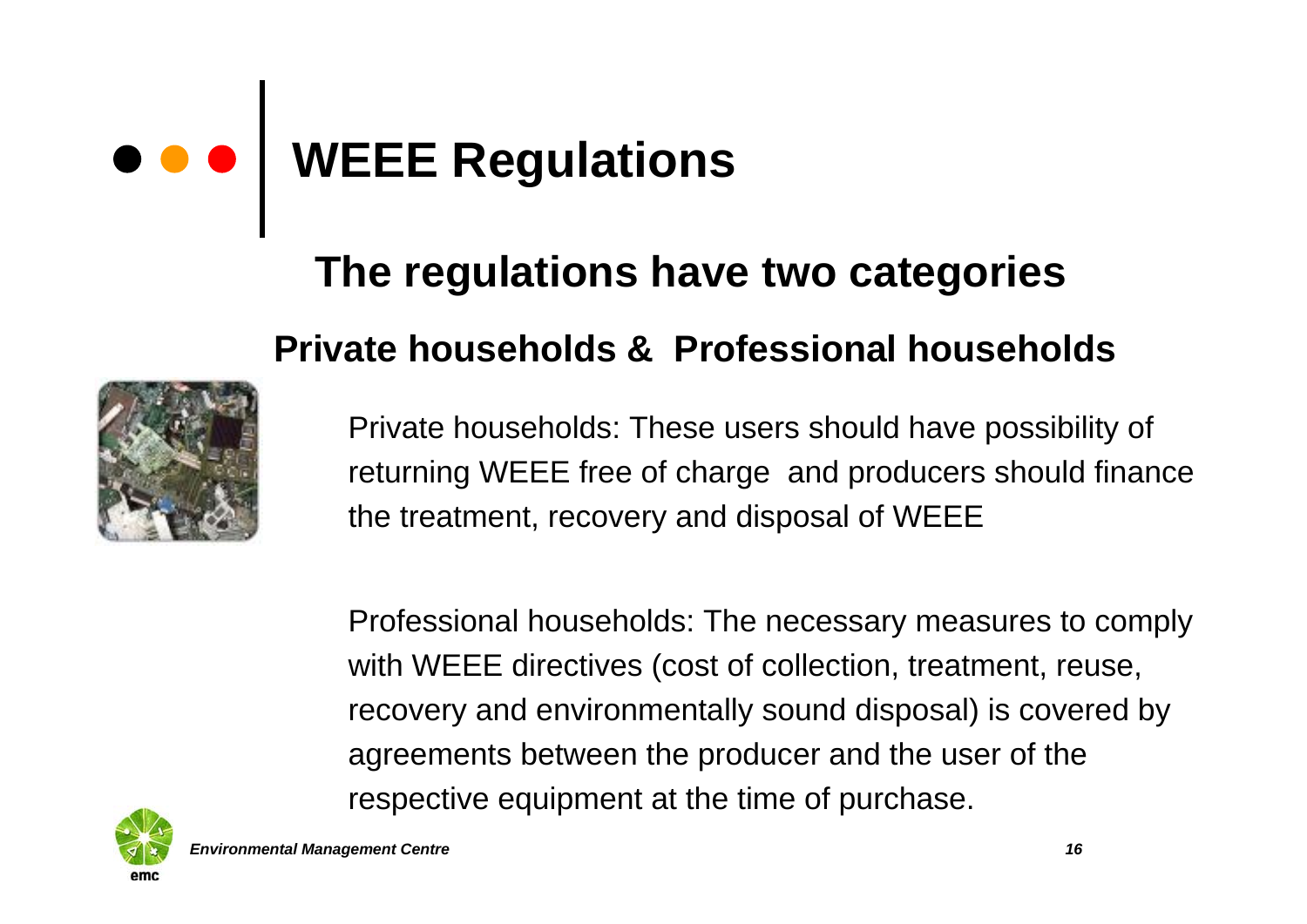# WEEE Regulations

## The regulations have two categories

### Private households & Professional households

Private households: These users should have possibility of returning WEEE free of charge and producers should finance the treatment, recovery and disposal of WEEE

Professional households: The necessary measures to comply with WEEE directives (cost of collection, treatment, reuse, recovery and environmentally sound disposal) is covered by agreements between the producer and the user of the respective equipment at the time of purchase.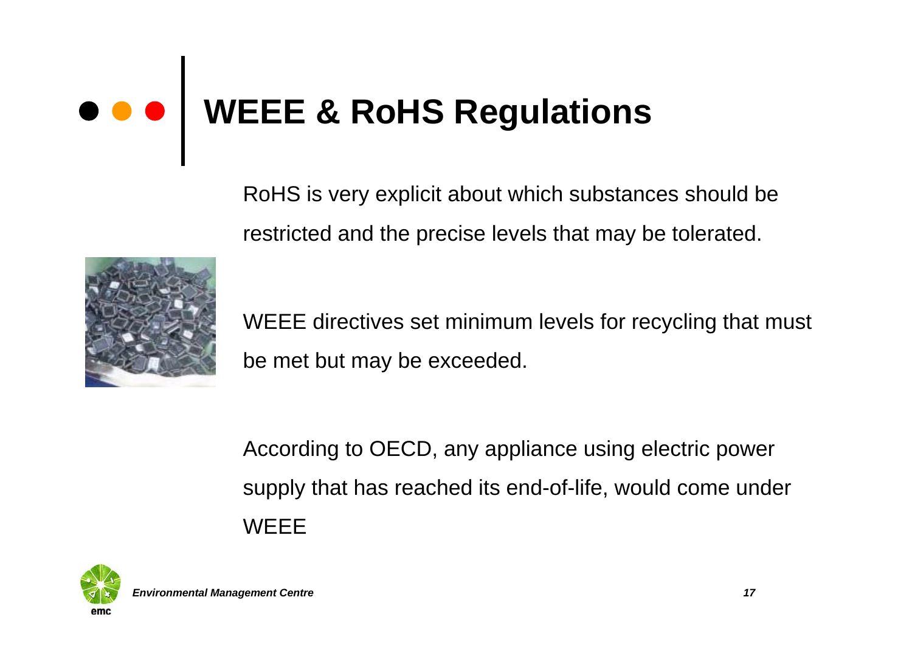# WEEE & RoHS Regulations

RoHS is very explicit about which substances should be restricted and the precise levels that may be tolerated.

WEEE directives set minimum levels for recycling that must be met but may be exceeded.

According to OECD, any appliance using electric power supply that has reached its end-of-life, would come under WEEE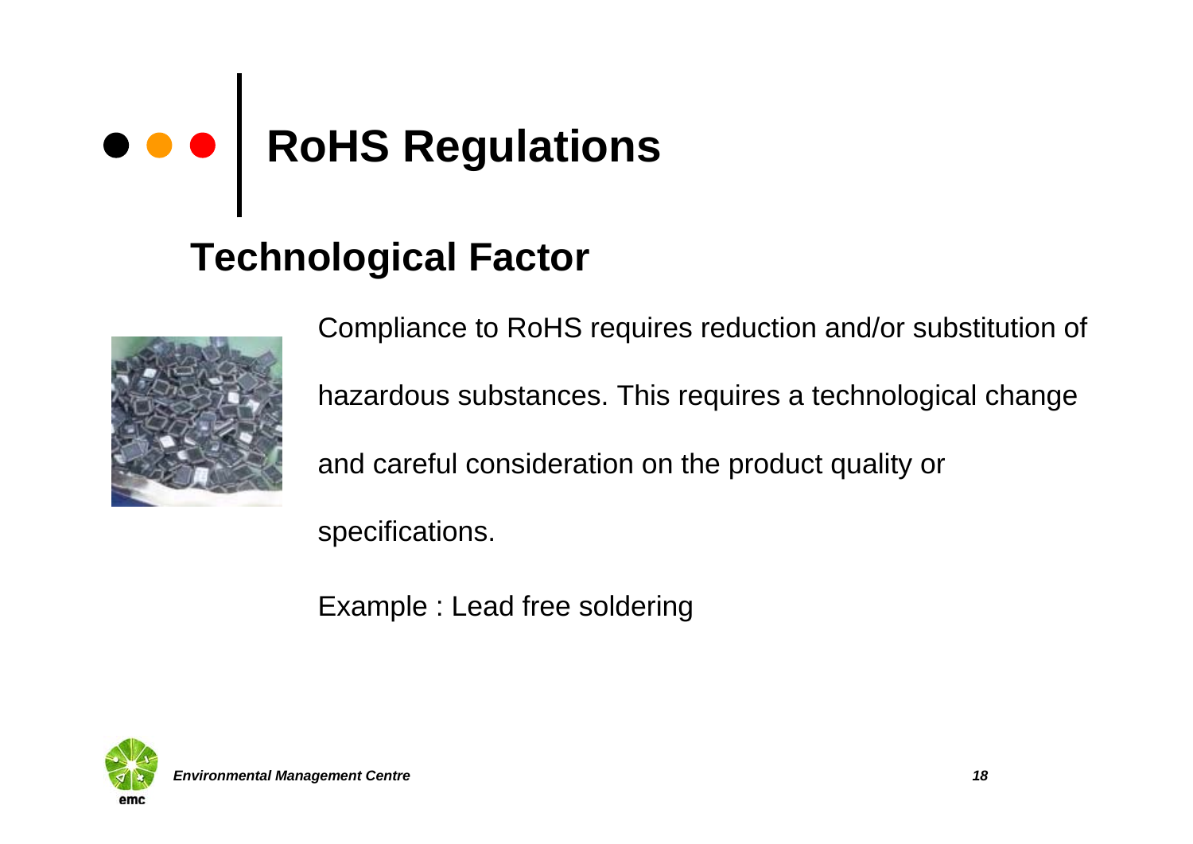# RoHS Regulations

## Technological Factor

Compliance to RoHS requires reduction and/or substitution of hazardous substances. This requires a technological change and careful consideration on the product quality or specifications.

Example : Lead free soldering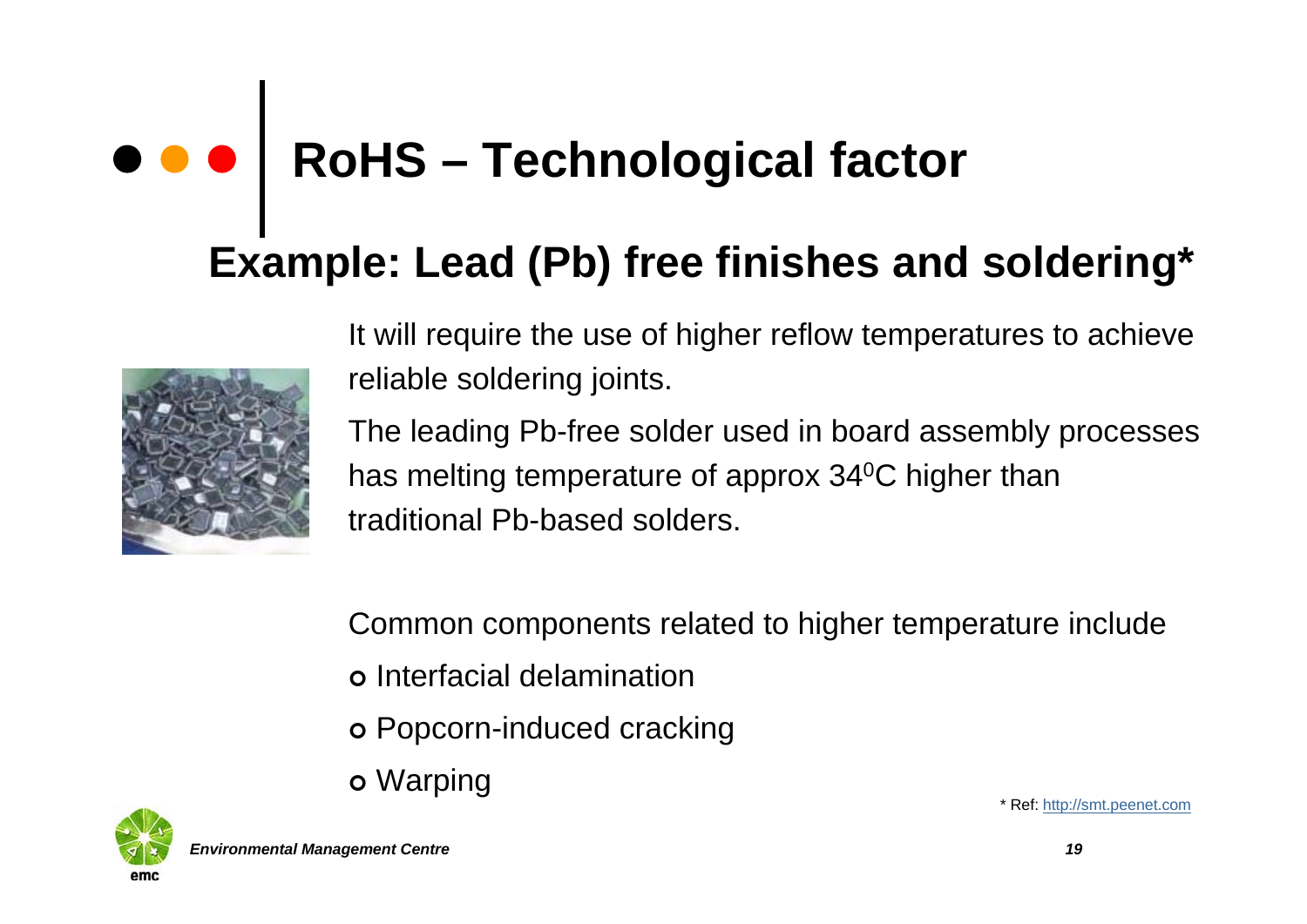# RoHS – Technological factor

## Example: Lead (Pb) free finishes and soldering*

It will require the use of higher reflow temperatures to achieve reliable soldering joints.

The leading Pb-free solder used in board assembly processes has melting temperature of approx $34^0$C higher than traditional Pb-based solders.

Common components related to higher temperature include

- Interfacial delamination
- Popcorn-induced cracking
- Warping

* Ref: http://smt.peenet.com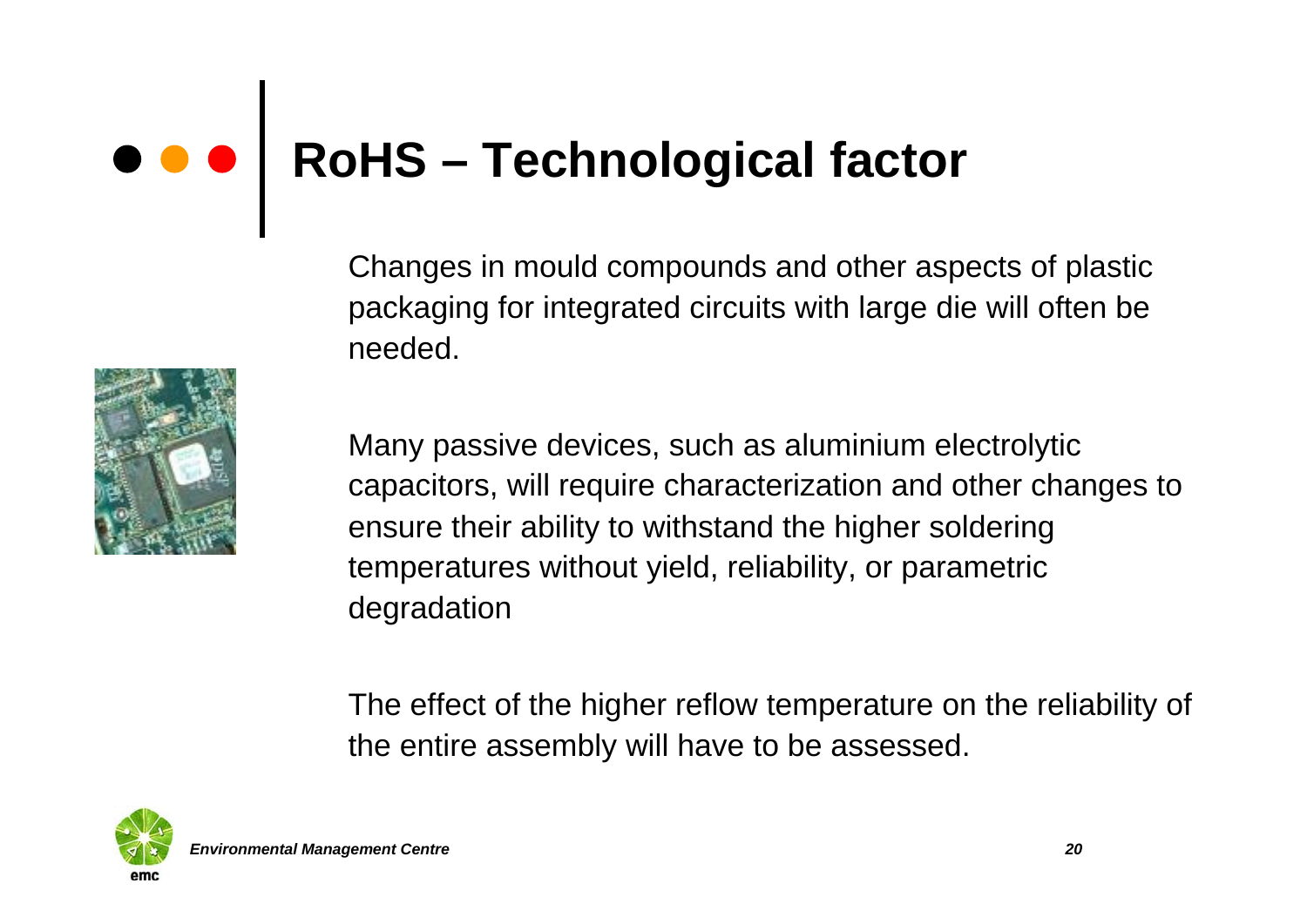# RoHS – Technological factor

Changes in mould compounds and other aspects of plastic packaging for integrated circuits with large die will often be needed.

Many passive devices, such as aluminium electrolytic capacitors, will require characterization and other changes to ensure their ability to withstand the higher soldering temperatures without yield, reliability, or parametric degradation

The effect of the higher reflow temperature on the reliability of the entire assembly will have to be assessed.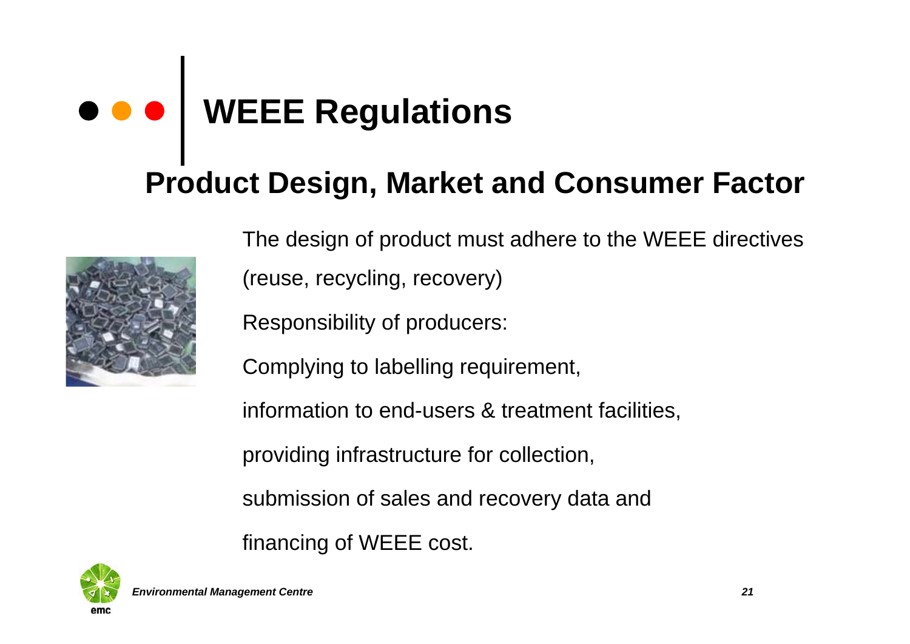# WEEE Regulations

## Product Design, Market and Consumer Factor

The design of product must adhere to the WEEE directives (reuse, recycling, recovery)

Responsibility of producers:

Complying to labelling requirement,

information to end-users & treatment facilities,

providing infrastructure for collection,

submission of sales and recovery data and

financing of WEEE cost.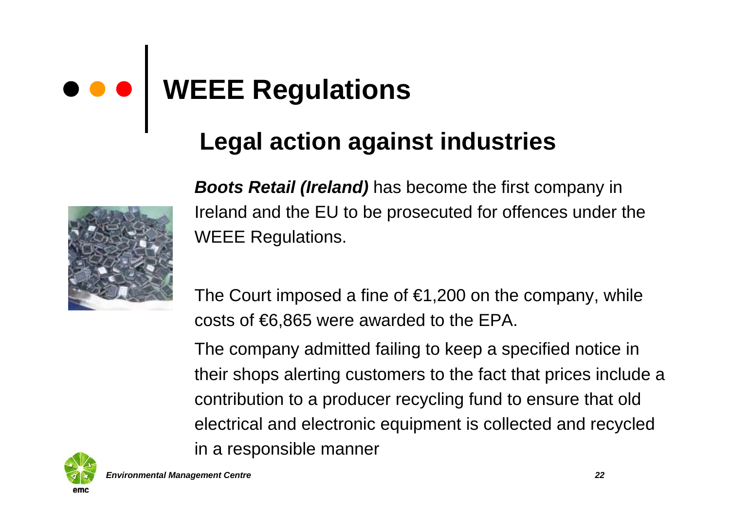# WEEE Regulations

## Legal action against industries

***Boots Retail (Ireland)*** has become the first company in Ireland and the EU to be prosecuted for offences under the WEEE Regulations.

The Court imposed a fine of €1,200 on the company, while costs of €6,865 were awarded to the EPA.

The company admitted failing to keep a specified notice in their shops alerting customers to the fact that prices include a contribution to a producer recycling fund to ensure that old electrical and electronic equipment is collected and recycled in a responsible manner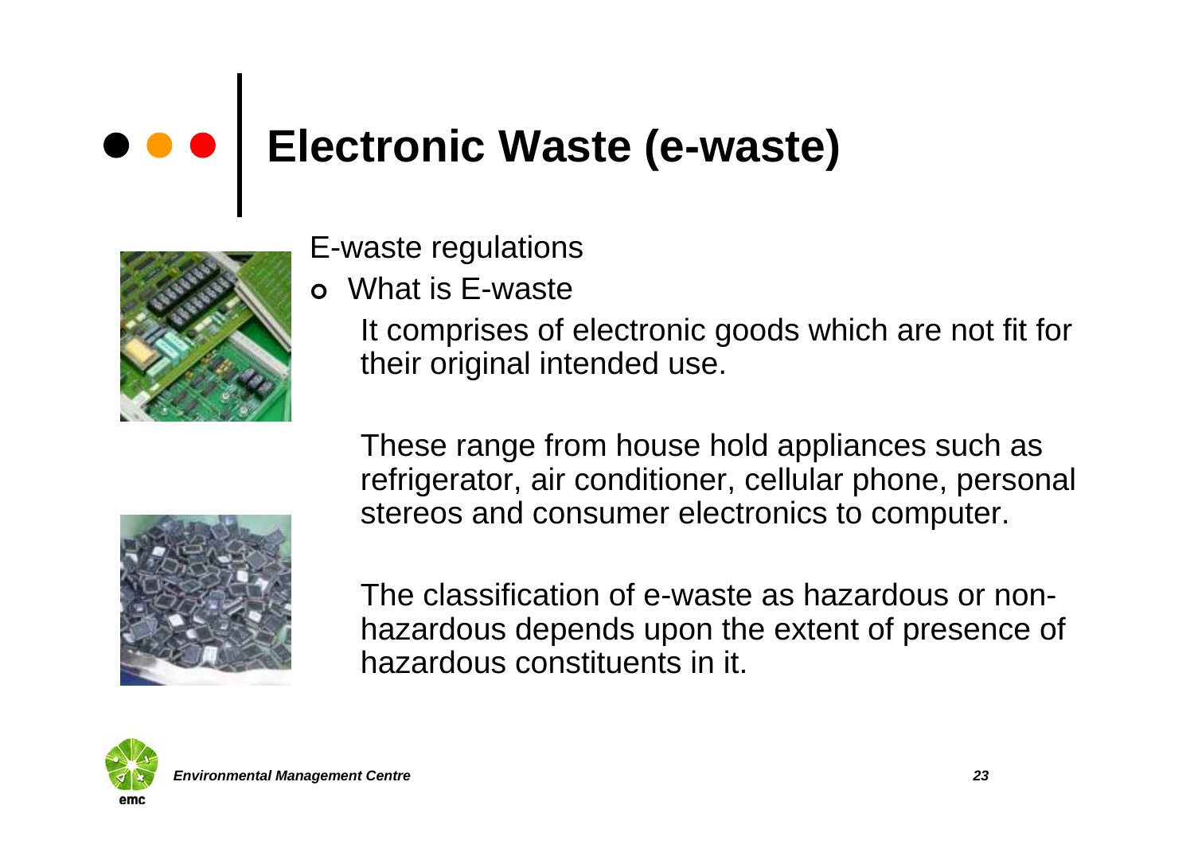# Electronic Waste (e-waste)

E-waste regulations

- What is E-waste

  It comprises of electronic goods which are not fit for their original intended use.

  These range from house hold appliances such as refrigerator, air conditioner, cellular phone, personal stereos and consumer electronics to computer.

  The classification of e-waste as hazardous or non-hazardous depends upon the extent of presence of hazardous constituents in it.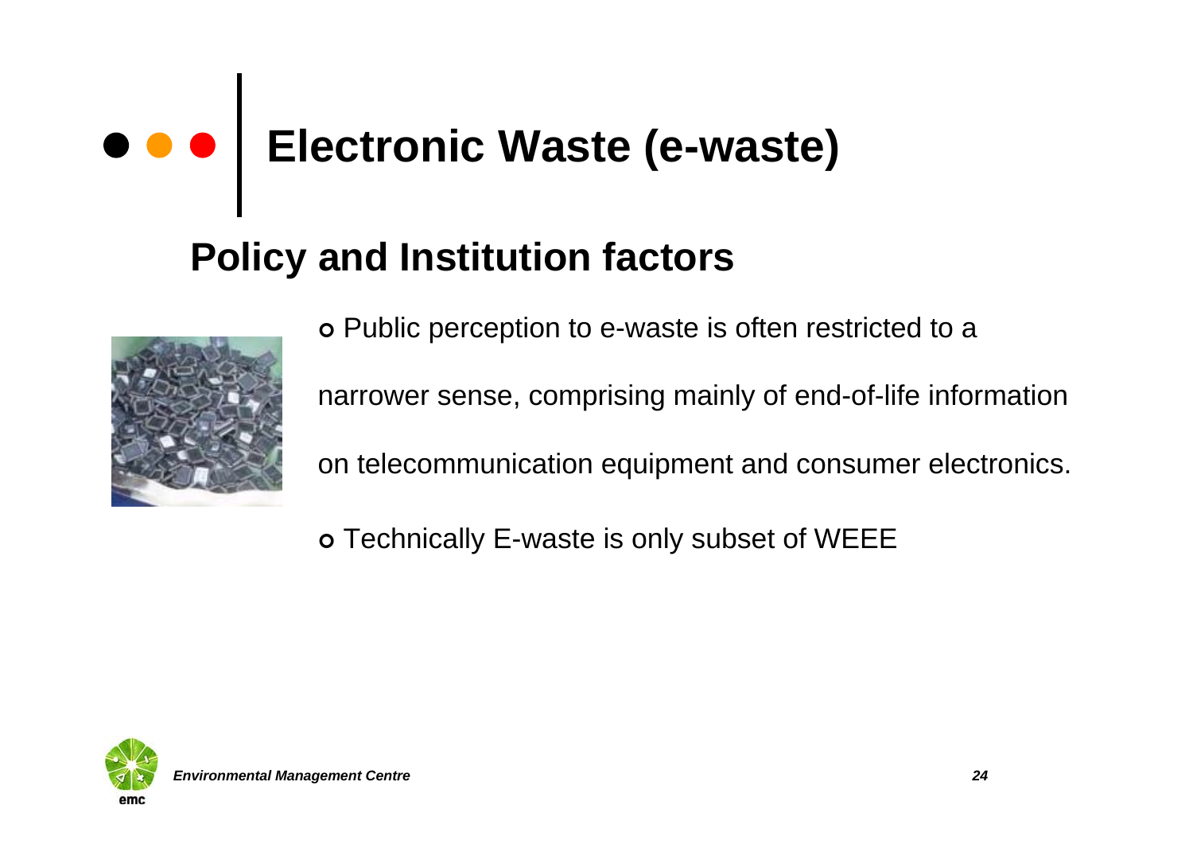# Electronic Waste (e-waste)

## Policy and Institution factors

- Public perception to e-waste is often restricted to a narrower sense, comprising mainly of end-of-life information on telecommunication equipment and consumer electronics.
- Technically E-waste is only subset of WEEE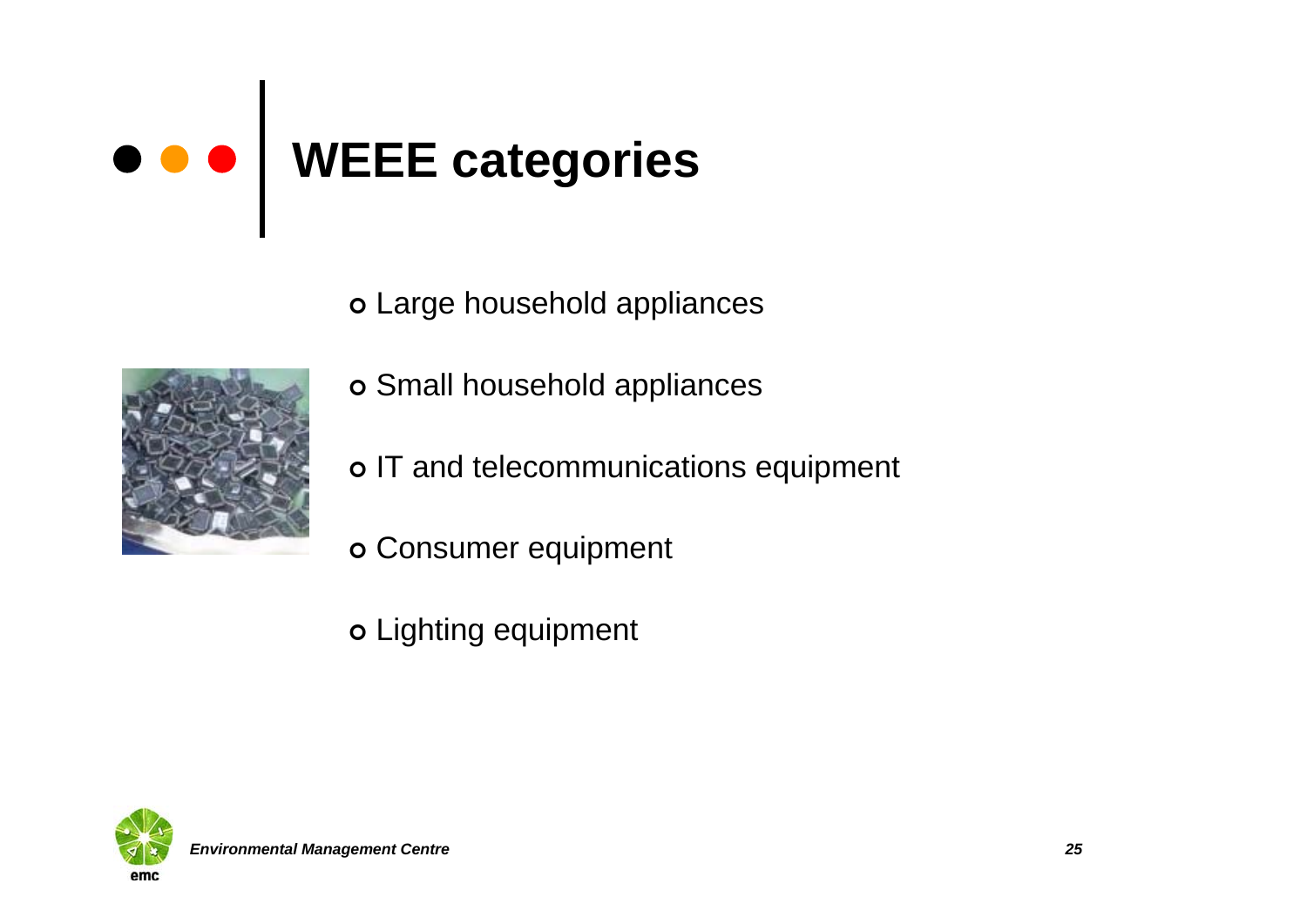# WEEE categories

- Large household appliances
- Small household appliances
- IT and telecommunications equipment
- Consumer equipment
- Lighting equipment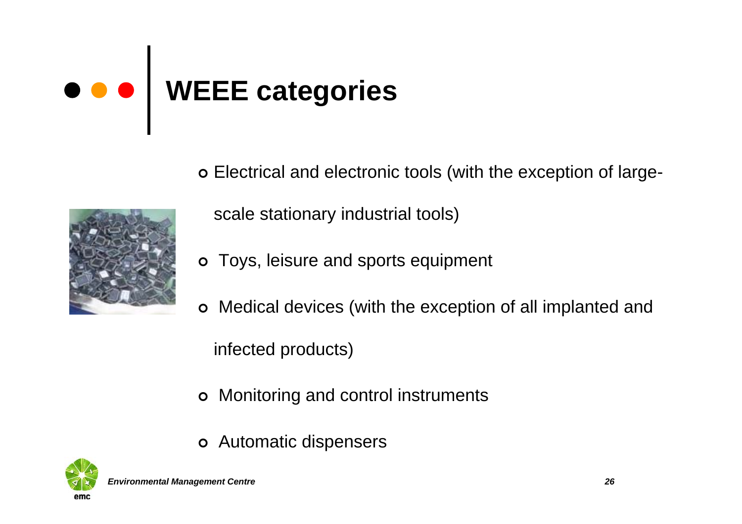# WEEE categories

- Electrical and electronic tools (with the exception of large-scale stationary industrial tools)
- Toys, leisure and sports equipment
- Medical devices (with the exception of all implanted and infected products)
- Monitoring and control instruments
- Automatic dispensers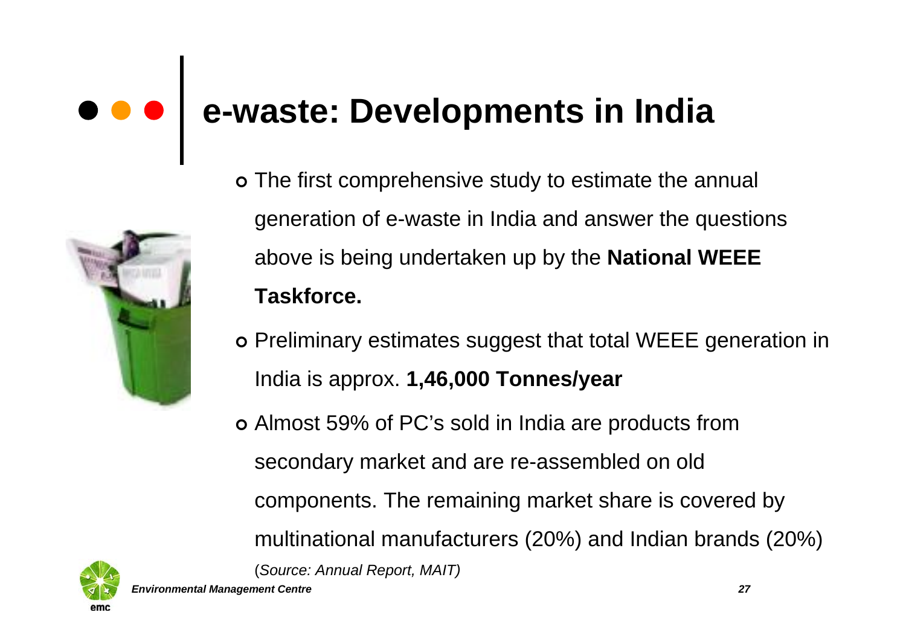# e-waste: Developments in India

- The first comprehensive study to estimate the annual generation of e-waste in India and answer the questions above is being undertaken up by the **National WEEE Taskforce.**
- Preliminary estimates suggest that total WEEE generation in India is approx. **1,46,000 Tonnes/year**
- Almost 59% of PC's sold in India are products from secondary market and are re-assembled on old components. The remaining market share is covered by multinational manufacturers (20%) and Indian brands (20%)

(*Source: Annual Report, MAIT)*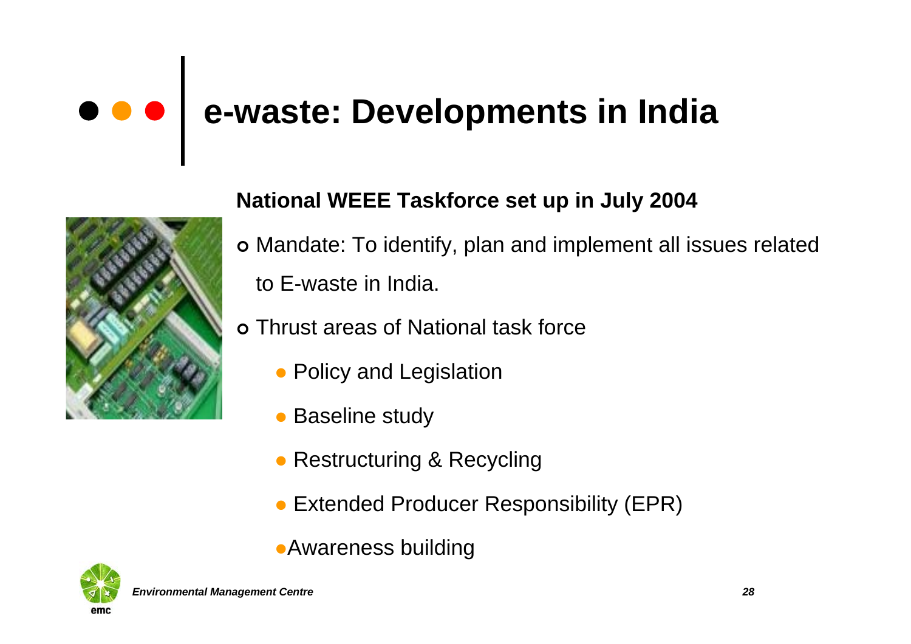# e-waste: Developments in India

**National WEEE Taskforce set up in July 2004**

- Mandate: To identify, plan and implement all issues related to E-waste in India.
- Thrust areas of National task force
  - Policy and Legislation
  - Baseline study
  - Restructuring & Recycling
  - Extended Producer Responsibility (EPR)
  - Awareness building

*Environmental Management Centre*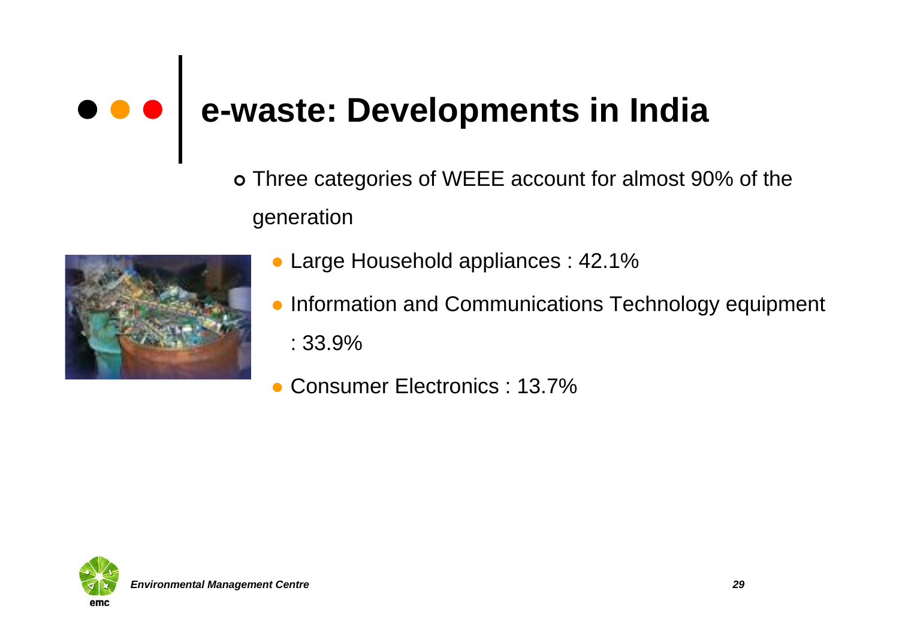# e-waste: Developments in India

- Three categories of WEEE account for almost 90% of the generation
  - Large Household appliances : 42.1%
  - Information and Communications Technology equipment : 33.9%
  - Consumer Electronics : 13.7%

*Environmental Management Centre*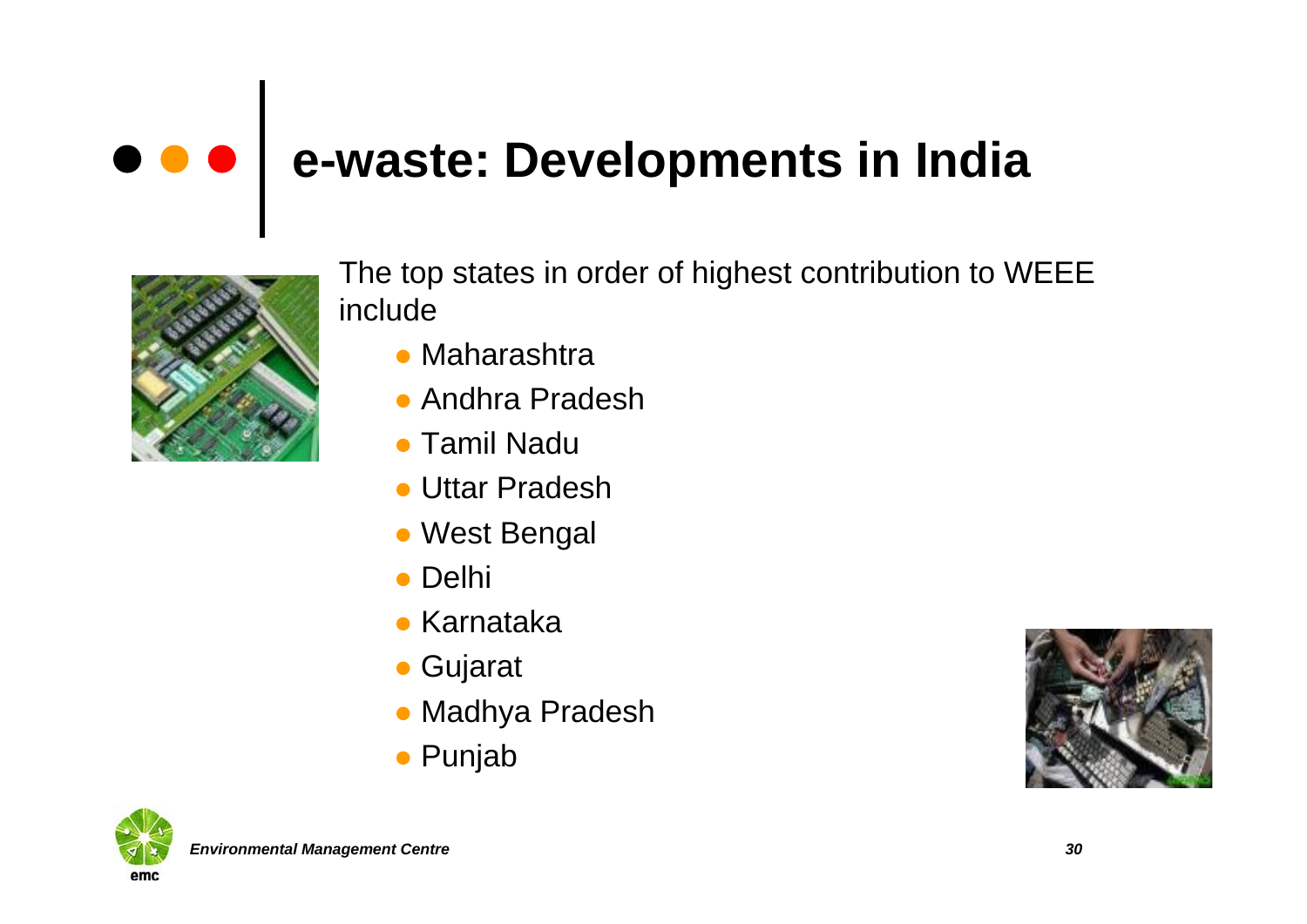# e-waste: Developments in India

The top states in order of highest contribution to WEEE include

- Maharashtra
- Andhra Pradesh
- Tamil Nadu
- Uttar Pradesh
- West Bengal
- Delhi
- Karnataka
- Gujarat
- Madhya Pradesh
- Punjab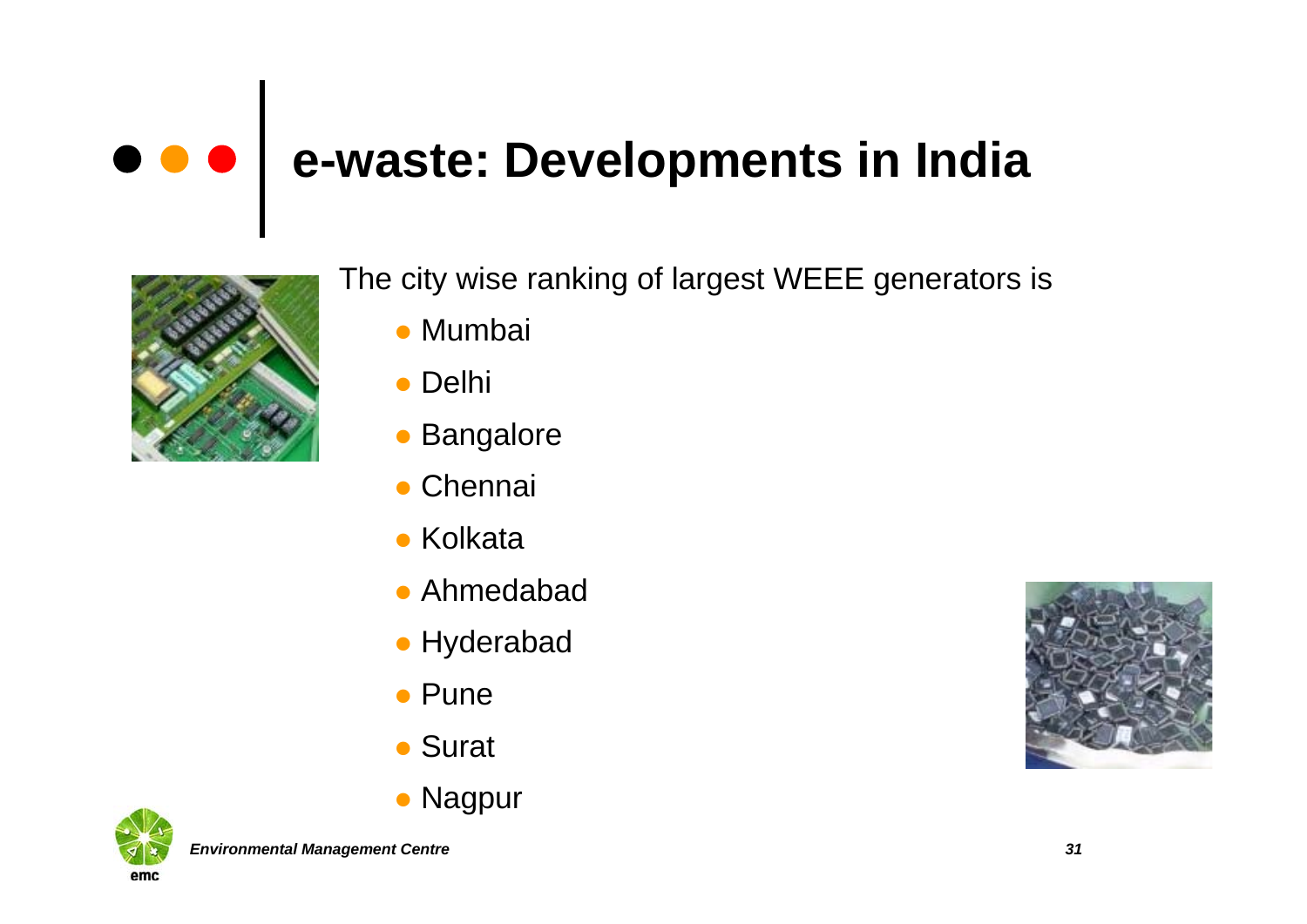# e-waste: Developments in India

The city wise ranking of largest WEEE generators is

- Mumbai
- Delhi
- Bangalore
- Chennai
- Kolkata
- Ahmedabad
- Hyderabad
- Pune
- Surat
- Nagpur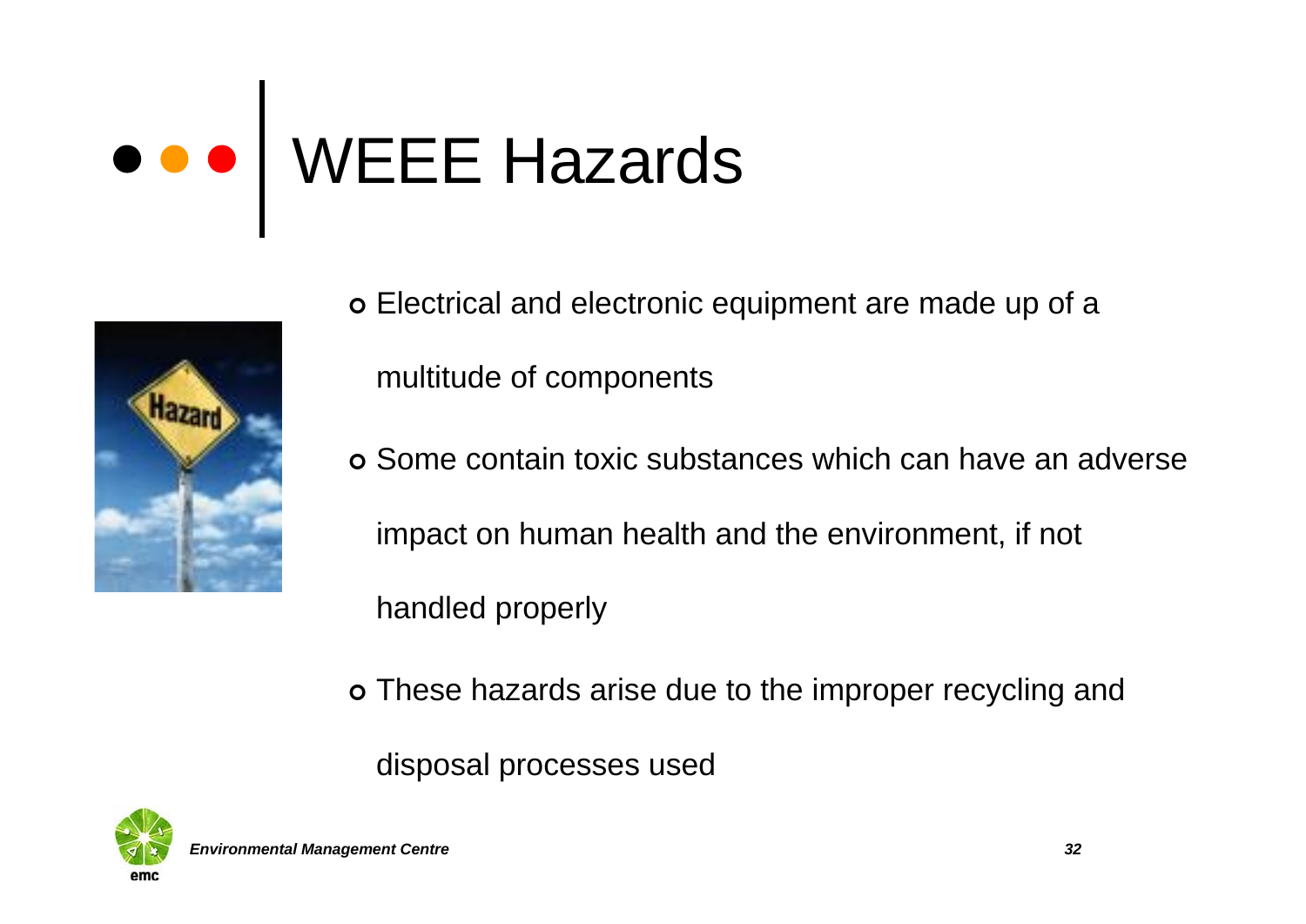# WEEE Hazards

- Electrical and electronic equipment are made up of a multitude of components
- Some contain toxic substances which can have an adverse impact on human health and the environment, if not handled properly
- These hazards arise due to the improper recycling and disposal processes used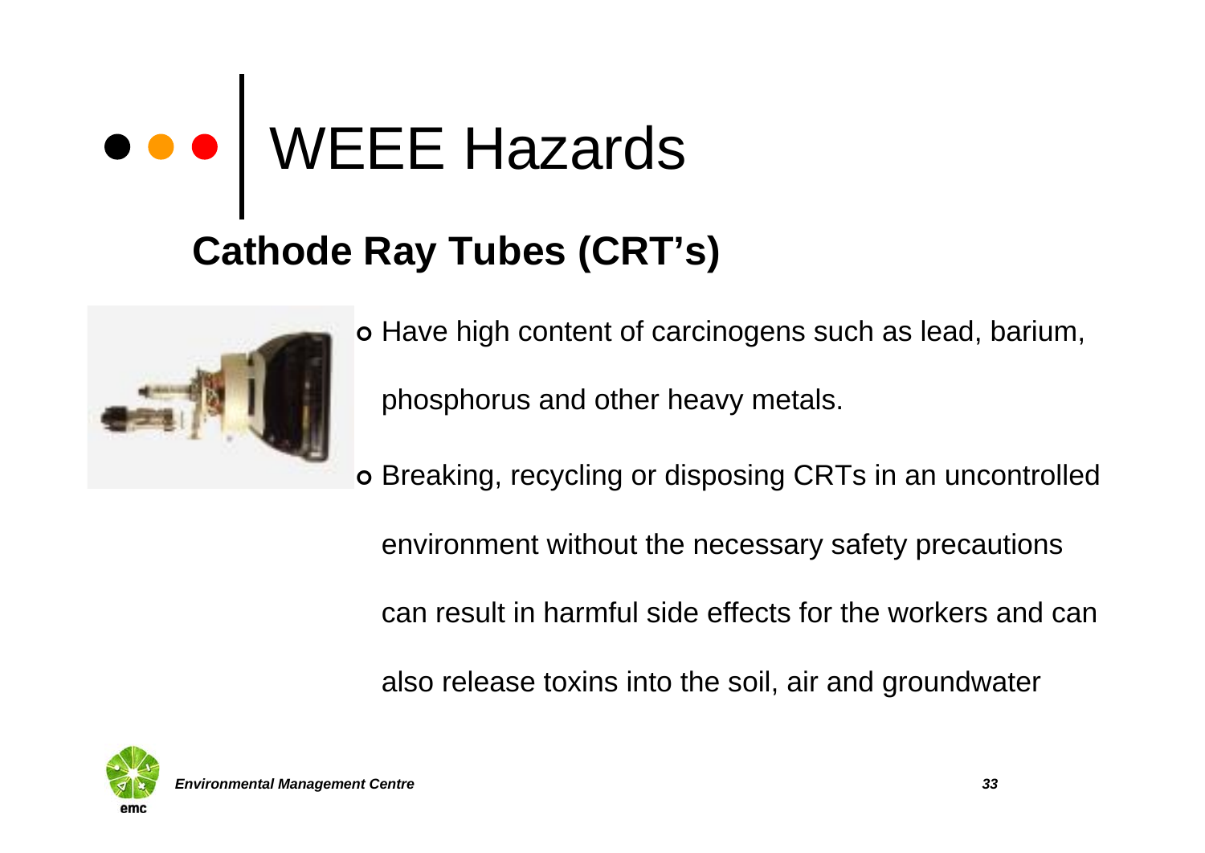# WEEE Hazards

## Cathode Ray Tubes (CRT's)

- Have high content of carcinogens such as lead, barium, phosphorus and other heavy metals.
- Breaking, recycling or disposing CRTs in an uncontrolled environment without the necessary safety precautions can result in harmful side effects for the workers and can also release toxins into the soil, air and groundwater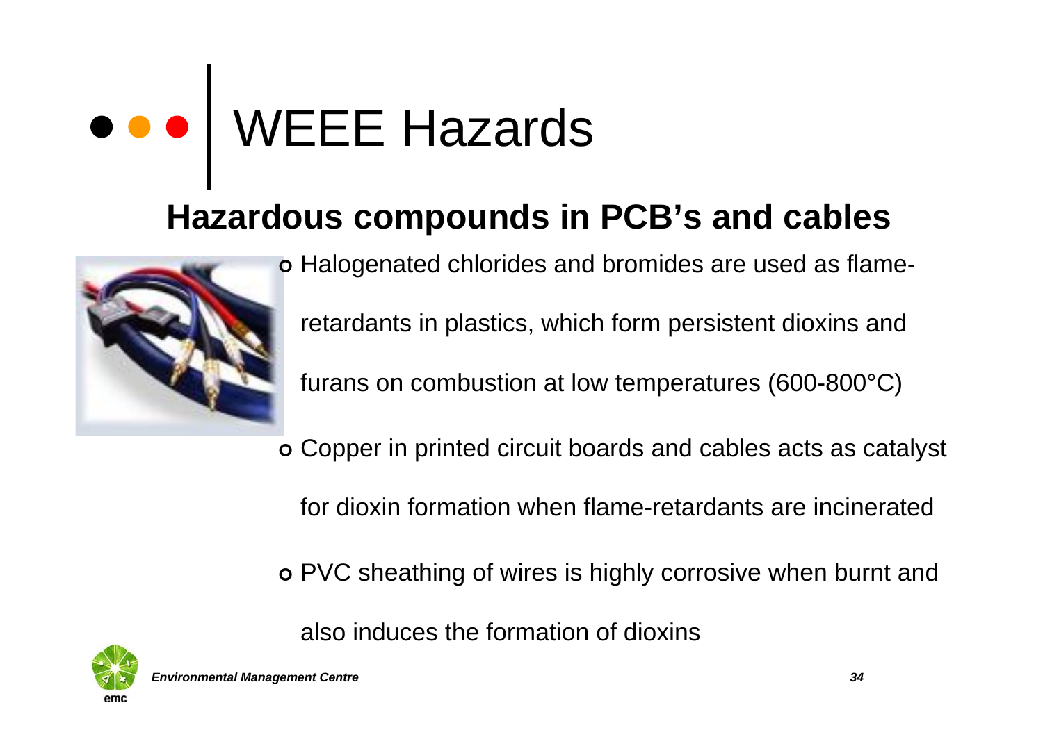# WEEE Hazards

## Hazardous compounds in PCB's and cables

- Halogenated chlorides and bromides are used as flame-retardants in plastics, which form persistent dioxins and furans on combustion at low temperatures (600-800°C)
- Copper in printed circuit boards and cables acts as catalyst for dioxin formation when flame-retardants are incinerated
- PVC sheathing of wires is highly corrosive when burnt and also induces the formation of dioxins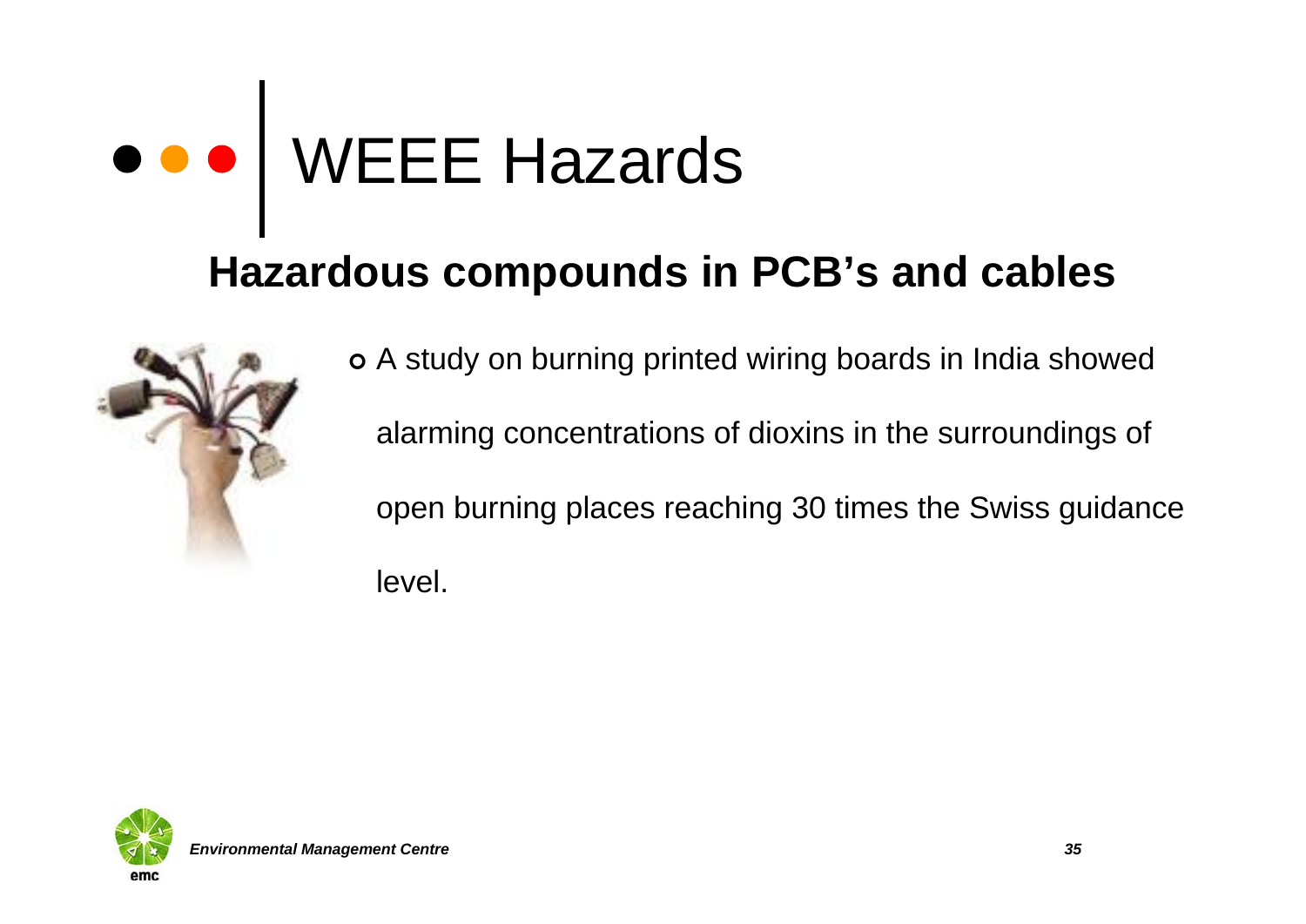# WEEE Hazards

## Hazardous compounds in PCB's and cables

- A study on burning printed wiring boards in India showed alarming concentrations of dioxins in the surroundings of open burning places reaching 30 times the Swiss guidance level.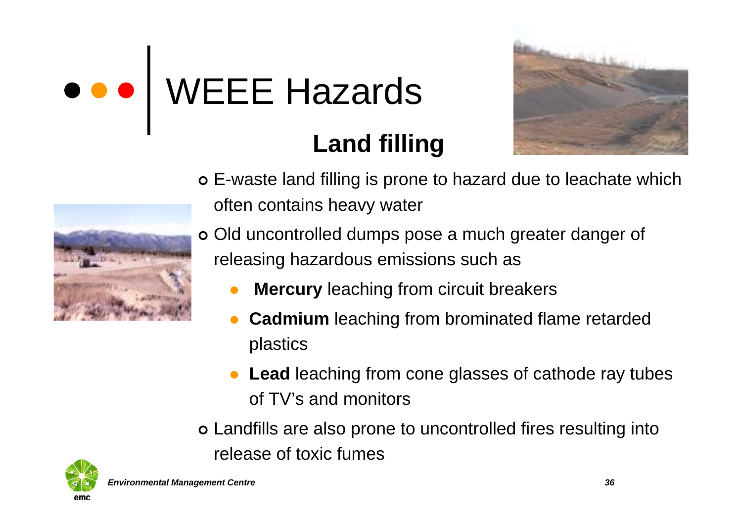# WEEE Hazards

## Land filling

- E-waste land filling is prone to hazard due to leachate which often contains heavy water
- Old uncontrolled dumps pose a much greater danger of releasing hazardous emissions such as
  - **Mercury** leaching from circuit breakers
  - **Cadmium** leaching from brominated flame retarded plastics
  - **Lead** leaching from cone glasses of cathode ray tubes of TV's and monitors
- Landfills are also prone to uncontrolled fires resulting into release of toxic fumes

*Environmental Management Centre*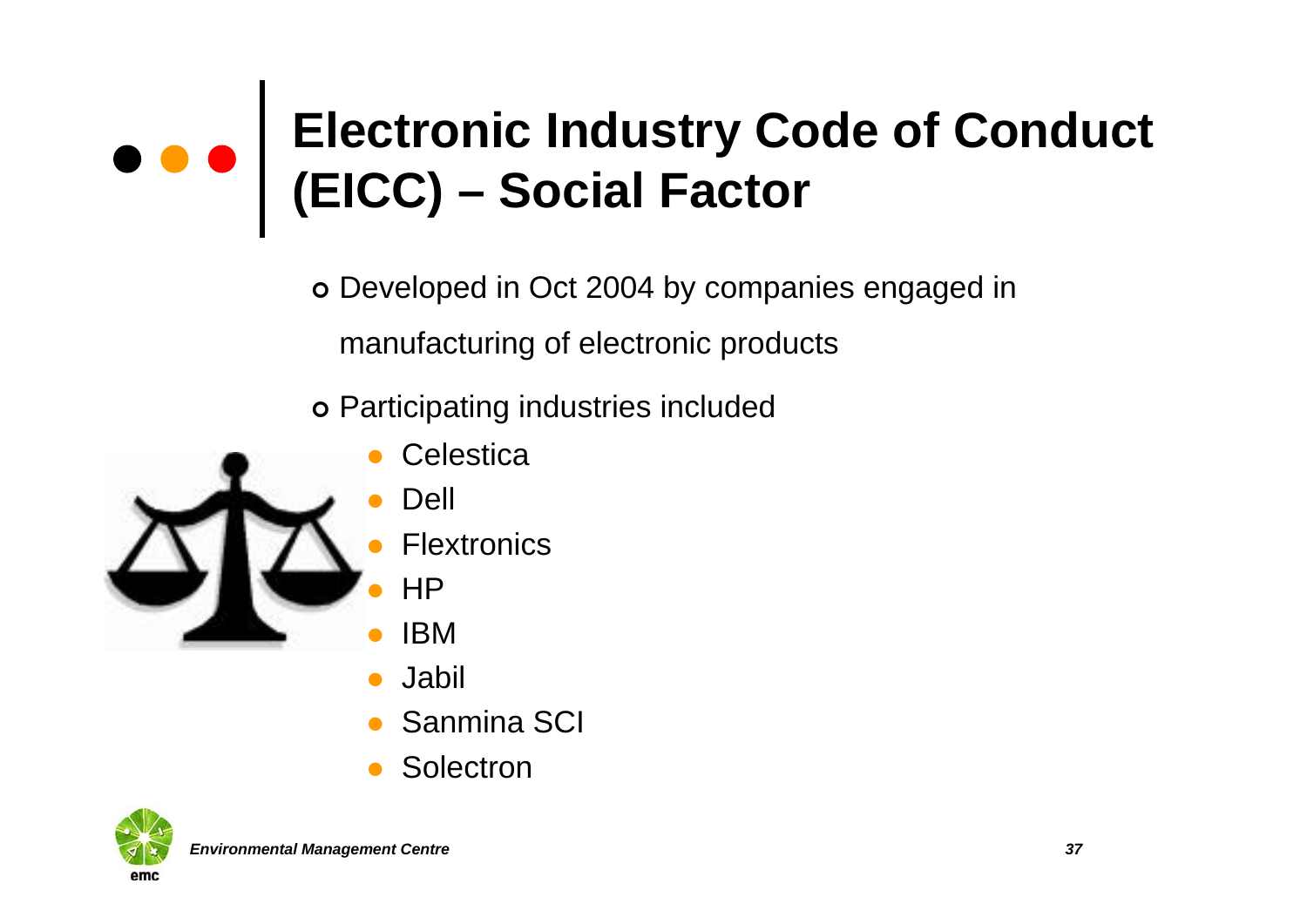# Electronic Industry Code of Conduct (EICC) – Social Factor

- Developed in Oct 2004 by companies engaged in manufacturing of electronic products
- Participating industries included
  - Celestica
  - Dell
  - Flextronics
  - HP
  - IBM
  - Jabil
  - Sanmina SCI
  - Solectron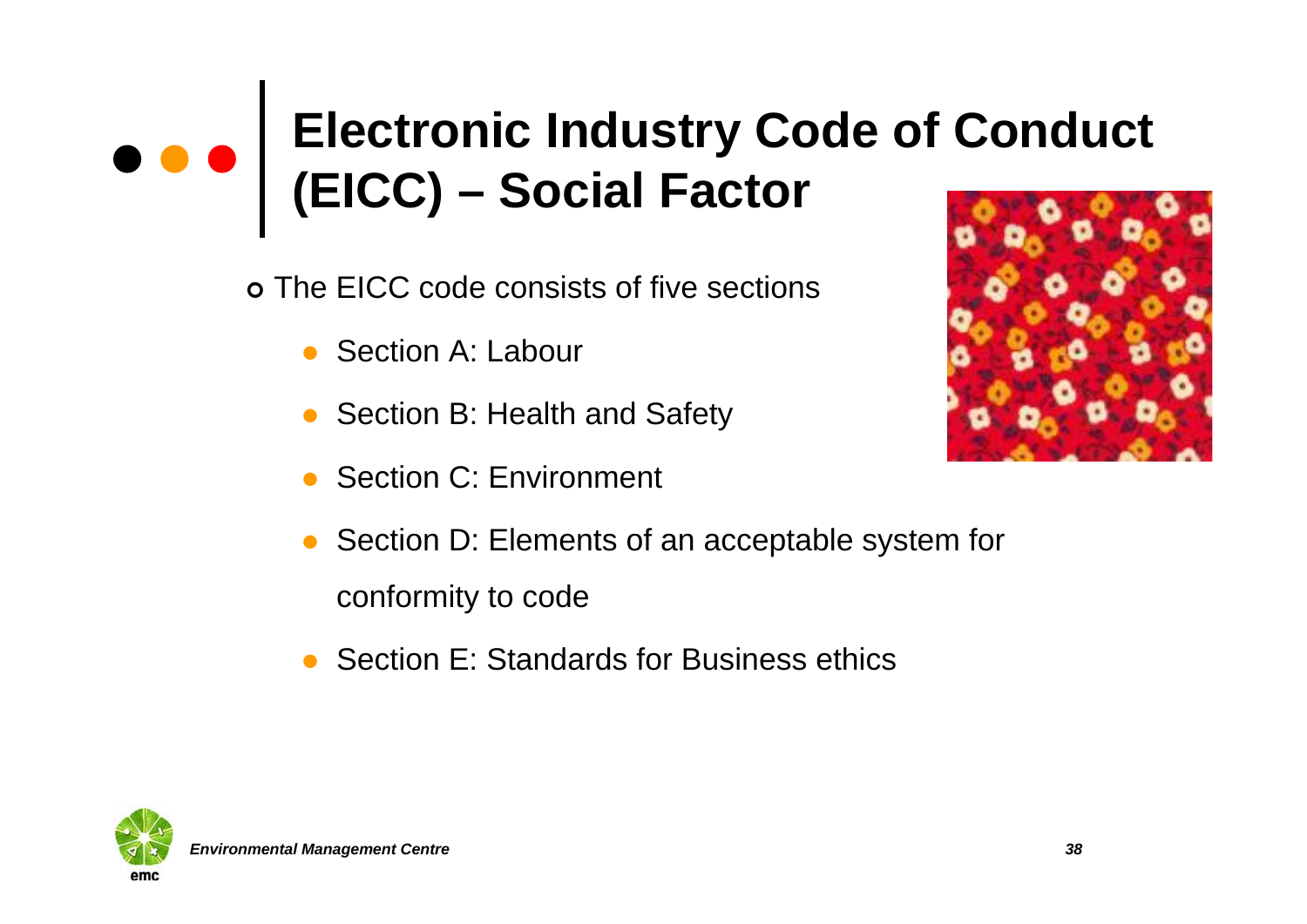# Electronic Industry Code of Conduct (EICC) – Social Factor

- The EICC code consists of five sections
  - Section A: Labour
  - Section B: Health and Safety
  - Section C: Environment
  - Section D: Elements of an acceptable system for conformity to code
  - Section E: Standards for Business ethics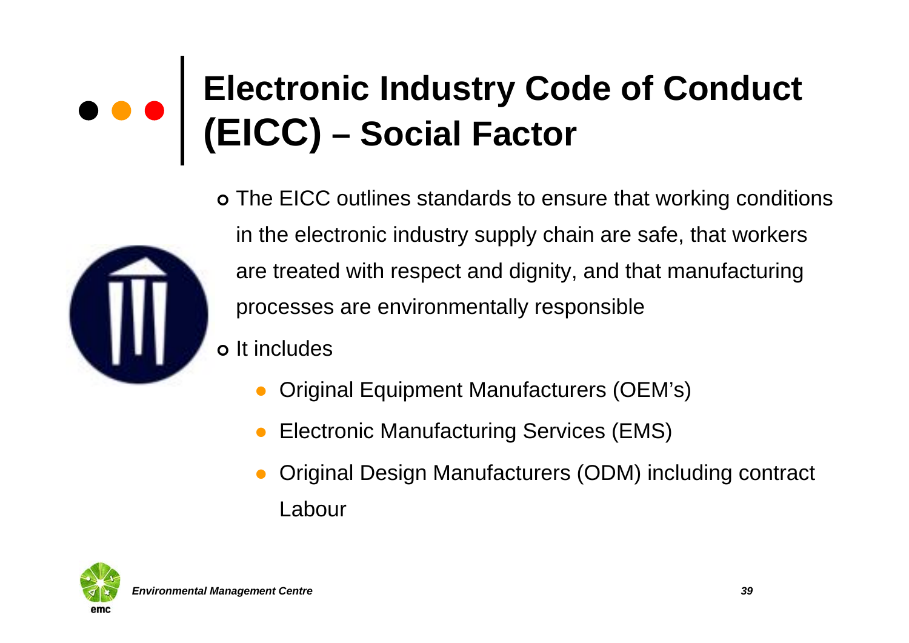# Electronic Industry Code of Conduct (EICC) – Social Factor

- The EICC outlines standards to ensure that working conditions in the electronic industry supply chain are safe, that workers are treated with respect and dignity, and that manufacturing processes are environmentally responsible
- It includes
  - Original Equipment Manufacturers (OEM's)
  - Electronic Manufacturing Services (EMS)
  - Original Design Manufacturers (ODM) including contract Labour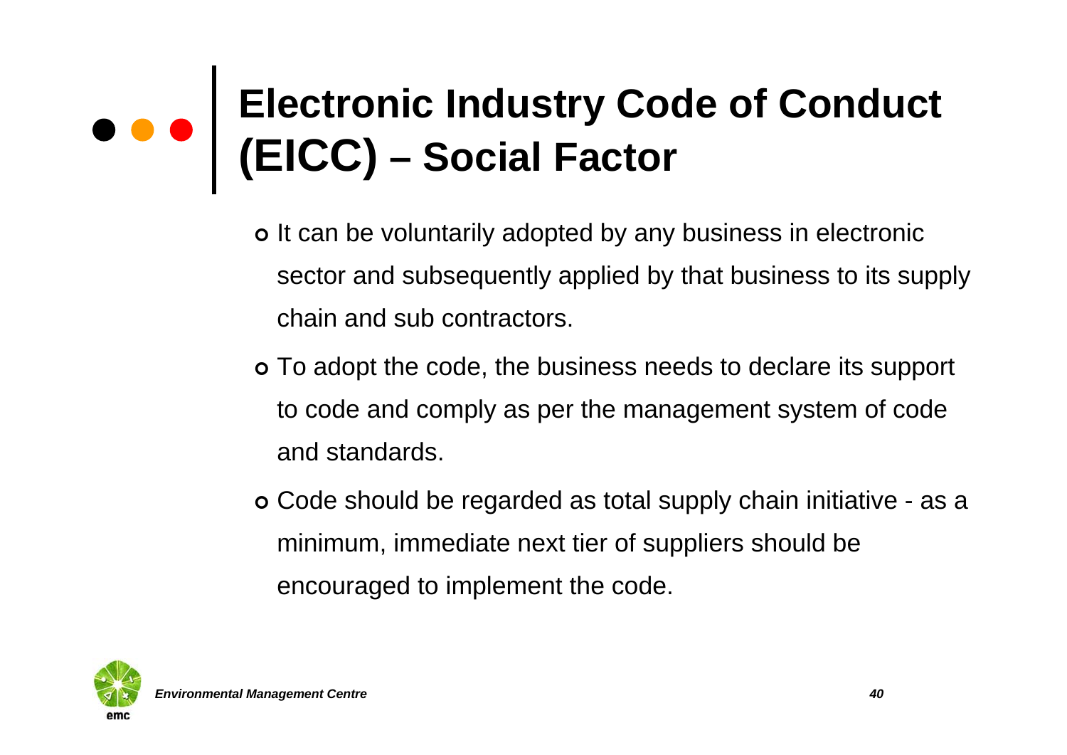# Electronic Industry Code of Conduct (EICC) – Social Factor

- It can be voluntarily adopted by any business in electronic sector and subsequently applied by that business to its supply chain and sub contractors.
- To adopt the code, the business needs to declare its support to code and comply as per the management system of code and standards.
- Code should be regarded as total supply chain initiative - as a minimum, immediate next tier of suppliers should be encouraged to implement the code.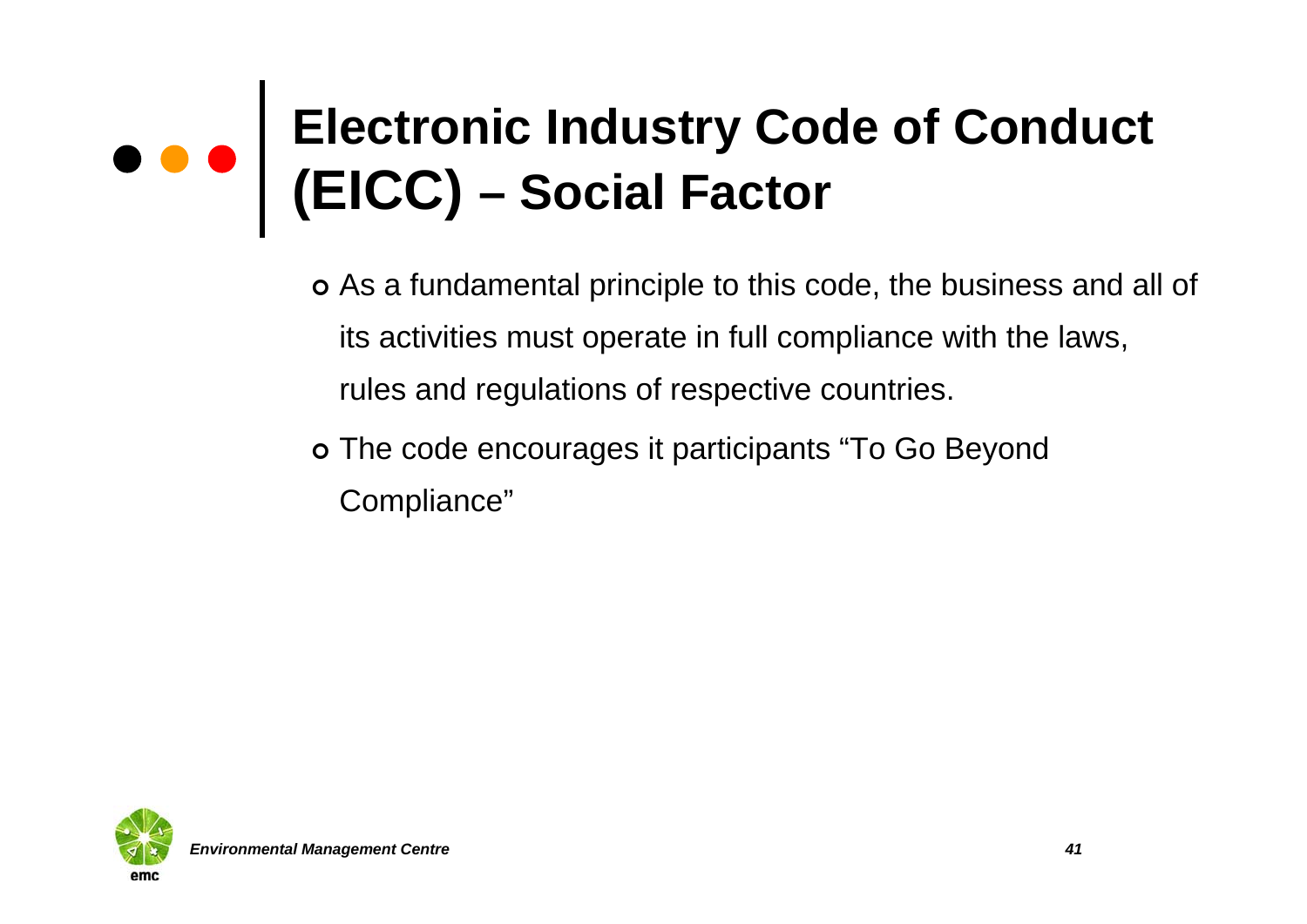# Electronic Industry Code of Conduct (EICC) – Social Factor

- As a fundamental principle to this code, the business and all of its activities must operate in full compliance with the laws, rules and regulations of respective countries.
- The code encourages it participants "To Go Beyond Compliance"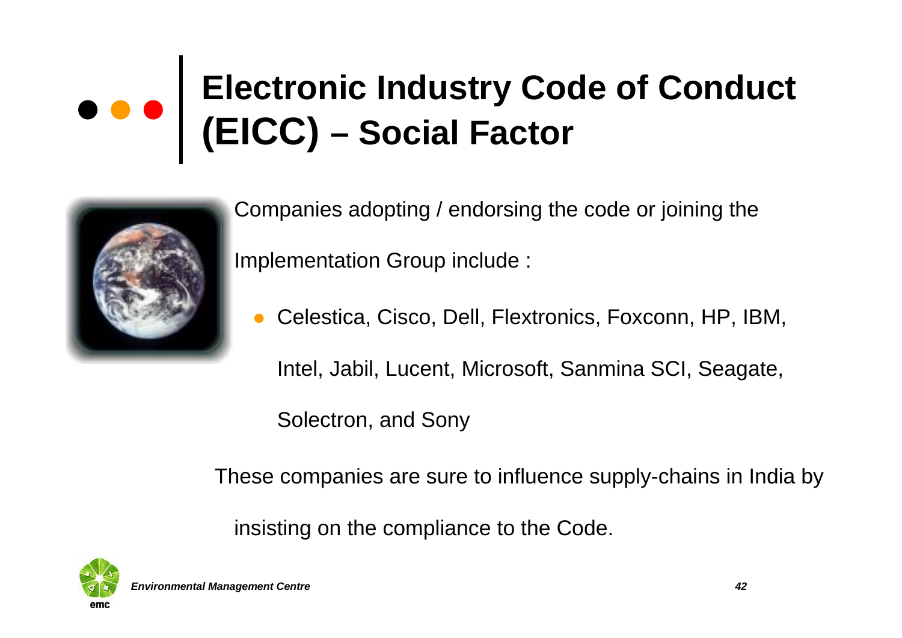# Electronic Industry Code of Conduct (EICC) – Social Factor

Companies adopting / endorsing the code or joining the Implementation Group include :

- Celestica, Cisco, Dell, Flextronics, Foxconn, HP, IBM, Intel, Jabil, Lucent, Microsoft, Sanmina SCI, Seagate, Solectron, and Sony

These companies are sure to influence supply-chains in India by insisting on the compliance to the Code.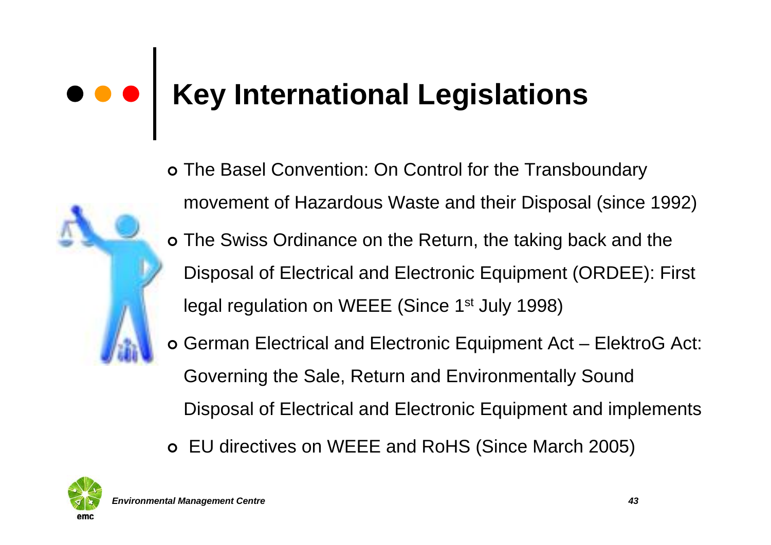# Key International Legislations

- The Basel Convention: On Control for the Transboundary movement of Hazardous Waste and their Disposal (since 1992)
- The Swiss Ordinance on the Return, the taking back and the Disposal of Electrical and Electronic Equipment (ORDEE): First legal regulation on WEEE (Since 1st July 1998)
- German Electrical and Electronic Equipment Act – ElektroG Act: Governing the Sale, Return and Environmentally Sound Disposal of Electrical and Electronic Equipment and implements
- EU directives on WEEE and RoHS (Since March 2005)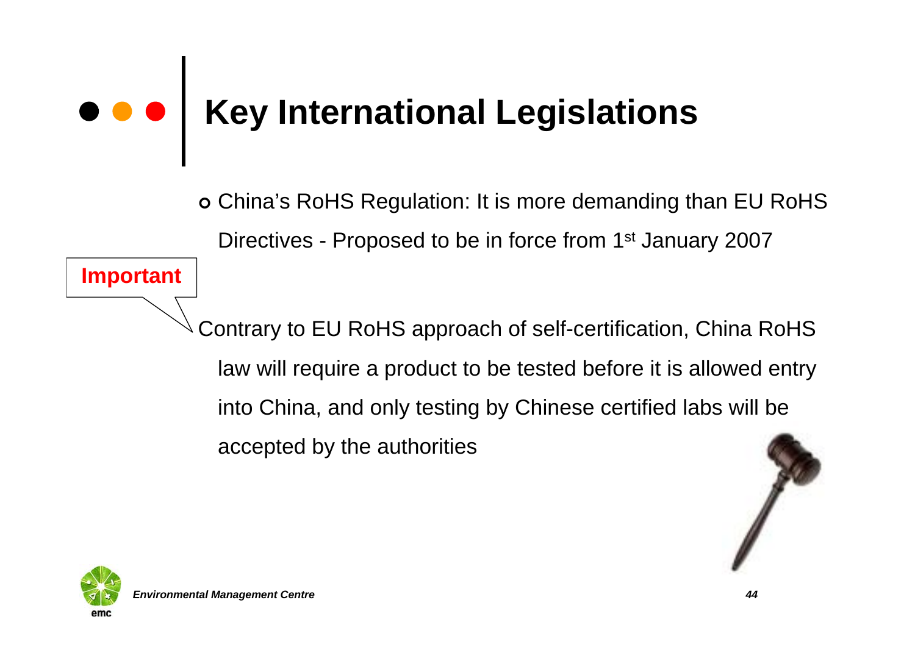# Key International Legislations

- China's RoHS Regulation: It is more demanding than EU RoHS Directives - Proposed to be in force from 1st January 2007

**Important**

Contrary to EU RoHS approach of self-certification, China RoHS law will require a product to be tested before it is allowed entry into China, and only testing by Chinese certified labs will be accepted by the authorities

*Environmental Management Centre*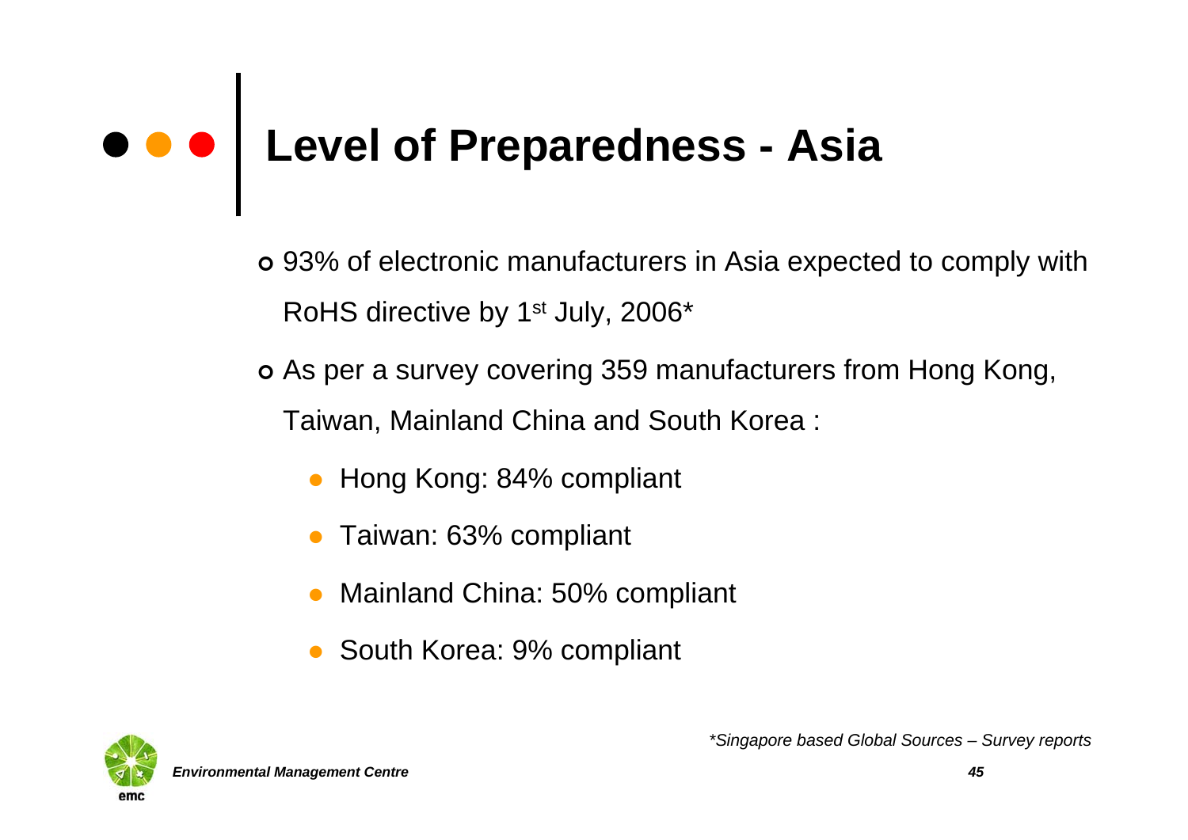# Level of Preparedness - Asia

- 93% of electronic manufacturers in Asia expected to comply with RoHS directive by 1st July, 2006*
- As per a survey covering 359 manufacturers from Hong Kong, Taiwan, Mainland China and South Korea :
  - Hong Kong: 84% compliant
  - Taiwan: 63% compliant
  - Mainland China: 50% compliant
  - South Korea: 9% compliant

*\*Singapore based Global Sources – Survey reports*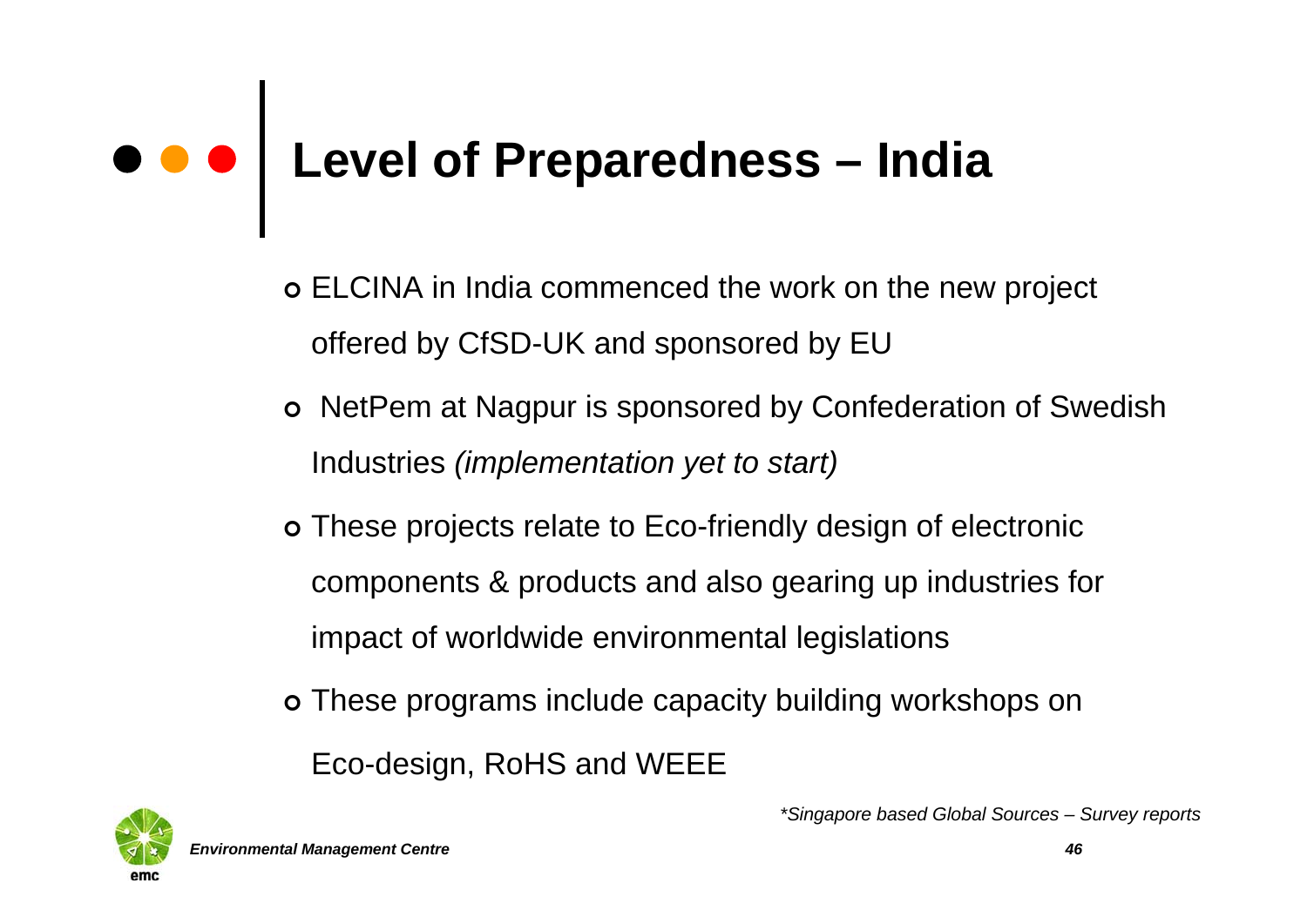# Level of Preparedness – India

- ELCINA in India commenced the work on the new project offered by CfSD-UK and sponsored by EU
- NetPem at Nagpur is sponsored by Confederation of Swedish Industries *(implementation yet to start)*
- These projects relate to Eco-friendly design of electronic components & products and also gearing up industries for impact of worldwide environmental legislations
- These programs include capacity building workshops on Eco-design, RoHS and WEEE

*\*Singapore based Global Sources – Survey reports*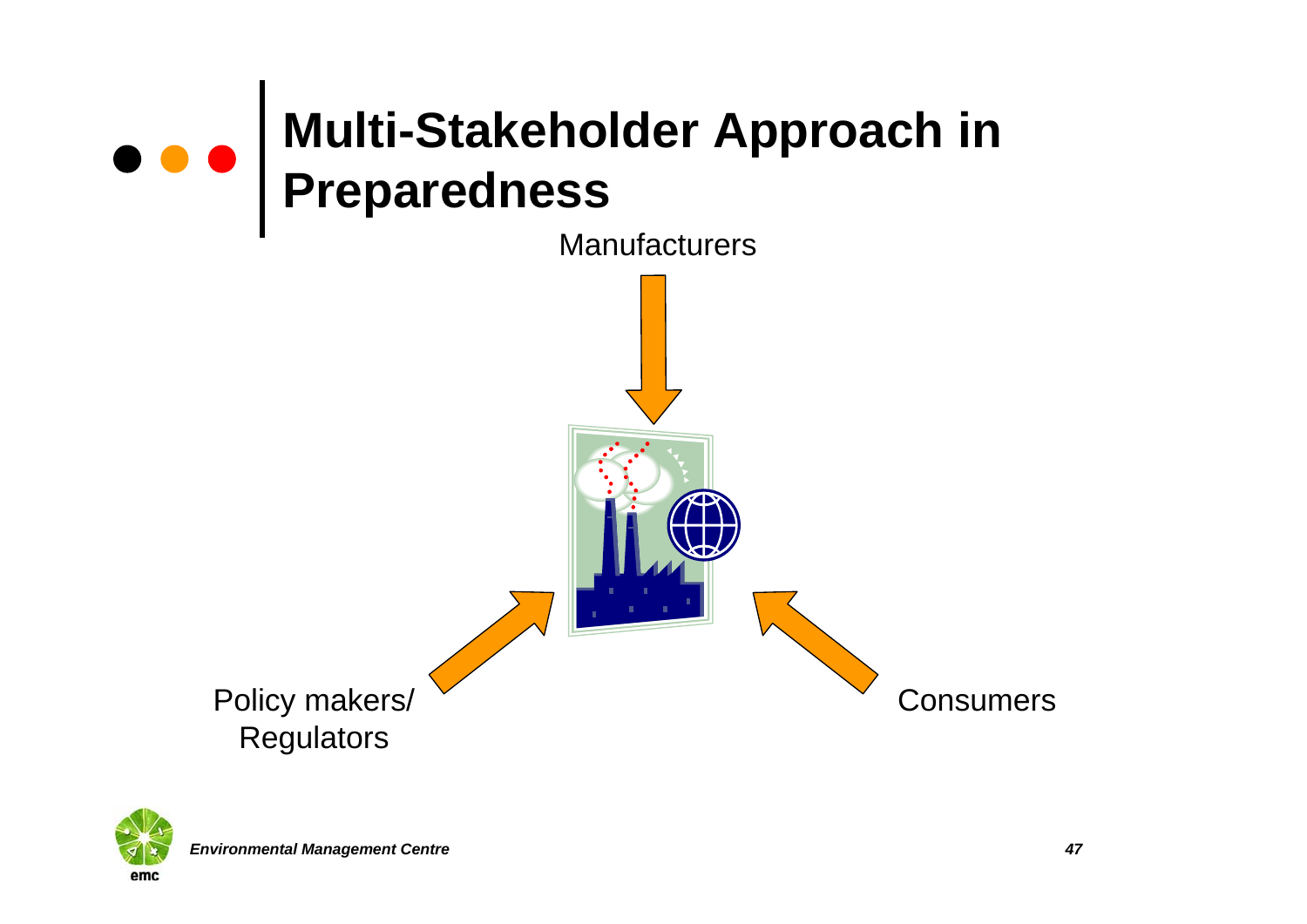# Multi-Stakeholder Approach in Preparedness

Manufacturers

Policy makers/ Regulators

Consumers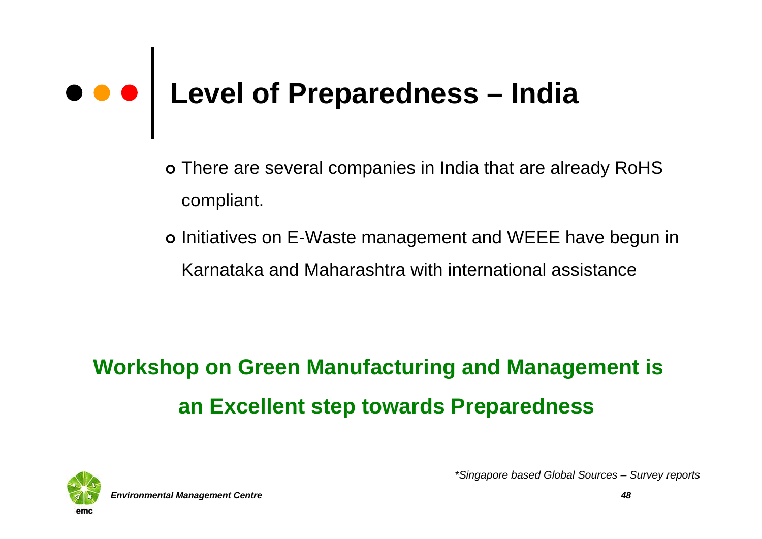# Level of Preparedness – India

- There are several companies in India that are already RoHS compliant.
- Initiatives on E-Waste management and WEEE have begun in Karnataka and Maharashtra with international assistance

**Workshop on Green Manufacturing and Management is an Excellent step towards Preparedness**

*\*Singapore based Global Sources – Survey reports*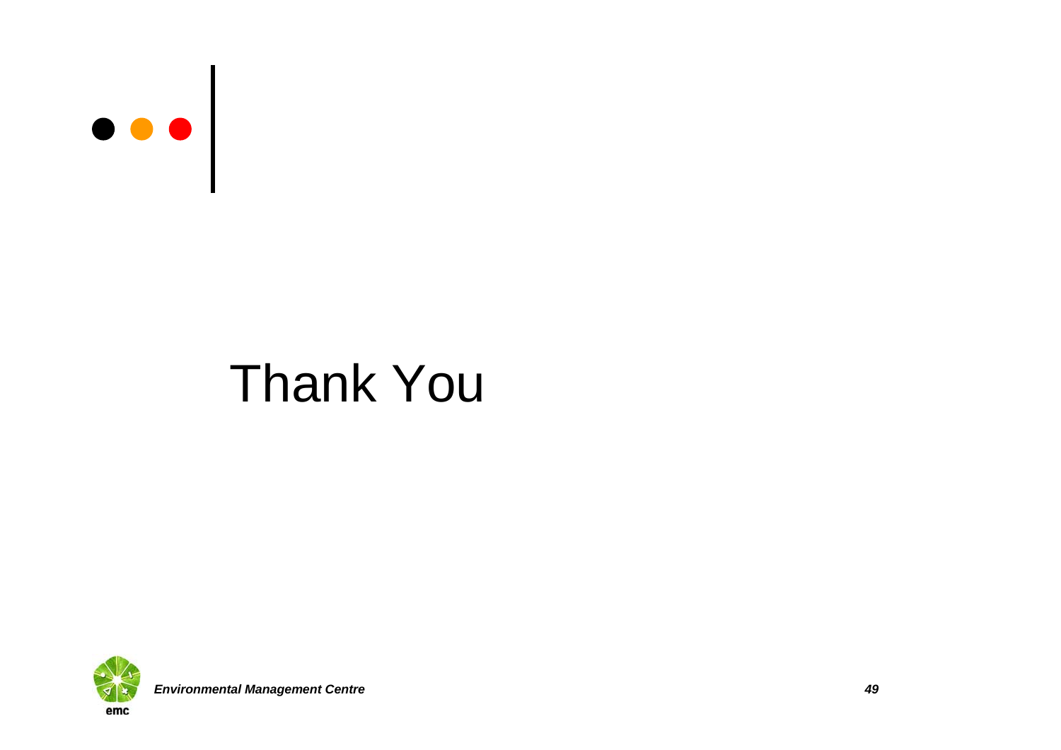# Thank You